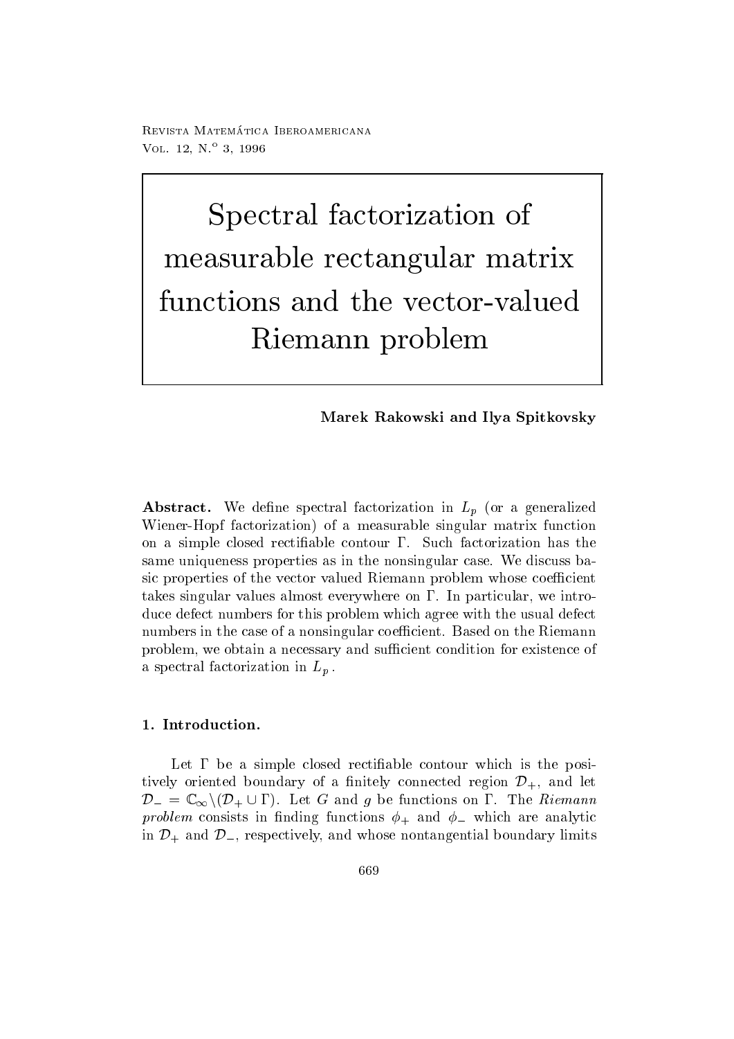Revista Matemática Iberoamericana
Vol. 12, N.º 3, 1996

# Spectral factorization of measurable rectangular matrix functions and the vector-valued Riemann problem

**Marek Rakowski and Ilya Spitkovsky**

**Abstract.** We define spectral factorization in $L_p$ (or a generalized Wiener-Hopf factorization) of a measurable singular matrix function on a simple closed rectifiable contour $\Gamma$. Such factorization has the same uniqueness properties as in the nonsingular case. We discuss basic properties of the vector valued Riemann problem whose coefficient takes singular values almost everywhere on $\Gamma$. In particular, we introduce defect numbers for this problem which agree with the usual defect numbers in the case of a nonsingular coefficient. Based on the Riemann problem, we obtain a necessary and sufficient condition for existence of a spectral factorization in $L_p$.

## 1. Introduction.

Let $\Gamma$ be a simple closed rectifiable contour which is the positively oriented boundary of a finitely connected region $\mathcal{D}_+$, and let $\mathcal{D}_- = \mathbb{C}_\infty \setminus (\mathcal{D}_+ \cup \Gamma)$. Let $G$ and $g$ be functions on $\Gamma$. The *Riemann problem* consists in finding functions $\phi_+$ and $\phi_-$ which are analytic in $\mathcal{D}_+$ and $\mathcal{D}_-$, respectively, and whose nontangential boundary limits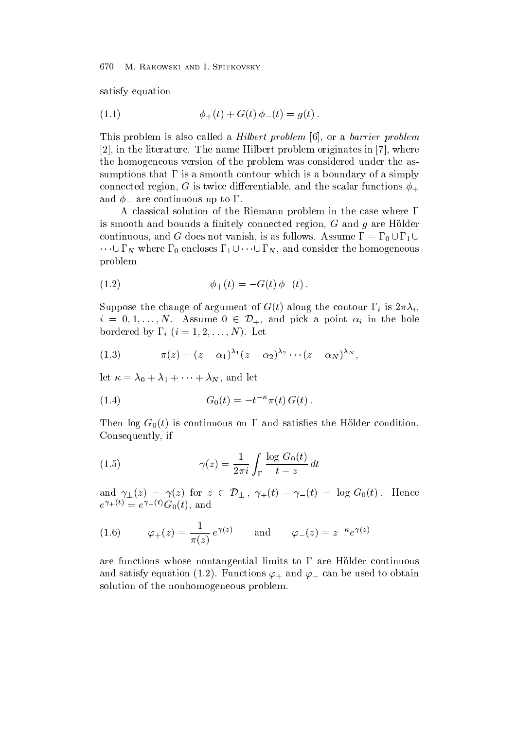satisfy equation

$$\phi_+(t) + G(t)\,\phi_-(t) = g(t)\,. \tag{1.1}$$

This problem is also called a *Hilbert problem* [6], or a *barrier problem* [2], in the literature. The name Hilbert problem originates in [7], where the homogeneous version of the problem was considered under the assumptions that $\Gamma$ is a smooth contour which is a boundary of a simply connected region, $G$ is twice differentiable, and the scalar functions $\phi_+$ and $\phi_-$ are continuous up to $\Gamma$.

A classical solution of the Riemann problem in the case where $\Gamma$ is smooth and bounds a finitely connected region, $G$ and $g$ are Hölder continuous, and $G$ does not vanish, is as follows. Assume $\Gamma = \Gamma_0 \cup \Gamma_1 \cup \cdots \cup \Gamma_N$ where $\Gamma_0$ encloses $\Gamma_1 \cup \cdots \cup \Gamma_N$, and consider the homogeneous problem

$$\phi_+(t) = -G(t)\,\phi_-(t)\,. \tag{1.2}$$

Suppose the change of argument of $G(t)$ along the contour $\Gamma_i$ is $2\pi\lambda_i$, $i = 0, 1, \ldots, N$. Assume $0 \in \mathcal{D}_+$, and pick a point $\alpha_i$ in the hole bordered by $\Gamma_i$ $(i = 1, 2, \ldots, N)$. Let

$$\pi(z) = (z - \alpha_1)^{\lambda_1}(z - \alpha_2)^{\lambda_2} \cdots (z - \alpha_N)^{\lambda_N}, \tag{1.3}$$

let $\kappa = \lambda_0 + \lambda_1 + \cdots + \lambda_N$, and let

$$G_0(t) = -t^{-\kappa}\pi(t)\,G(t)\,. \tag{1.4}$$

Then $\log G_0(t)$ is continuous on $\Gamma$ and satisfies the Hölder condition. Consequently, if

$$\gamma(z) = \frac{1}{2\pi i}\int_\Gamma \frac{\log G_0(t)}{t - z}\,dt \tag{1.5}$$

and $\gamma_\pm(z) = \gamma(z)$ for $z \in \mathcal{D}_\pm$, $\gamma_+(t) - \gamma_-(t) = \log G_0(t)$. Hence $e^{\gamma_+(t)} = e^{\gamma_-(t)}G_0(t)$, and

$$\varphi_+(z) = \frac{1}{\pi(z)}\,e^{\gamma(z)} \qquad \text{and} \qquad \varphi_-(z) = z^{-\kappa}e^{\gamma(z)} \tag{1.6}$$

are functions whose nontangential limits to $\Gamma$ are Hölder continuous and satisfy equation (1.2). Functions $\varphi_+$ and $\varphi_-$ can be used to obtain solution of the nonhomogeneous problem.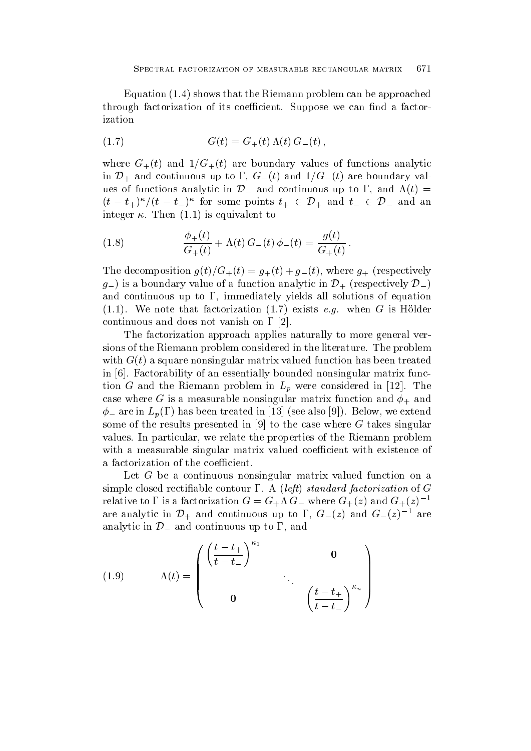Equation (1.4) shows that the Riemann problem can be approached through factorization of its coefficient. Suppose we can find a factorization

$$G(t) = G_+(t)\,\Lambda(t)\,G_-(t)\,, \tag{1.7}$$

where $G_+(t)$ and $1/G_+(t)$ are boundary values of functions analytic in $\mathcal{D}_+$ and continuous up to $\Gamma$, $G_-(t)$ and $1/G_-(t)$ are boundary values of functions analytic in $\mathcal{D}_-$ and continuous up to $\Gamma$, and $\Lambda(t) = (t-t_+)^\kappa/(t-t_-)^\kappa$ for some points $t_+ \in \mathcal{D}_+$ and $t_- \in \mathcal{D}_-$ and an integer $\kappa$. Then (1.1) is equivalent to

$$\frac{\phi_+(t)}{G_+(t)} + \Lambda(t)\,G_-(t)\,\phi_-(t) = \frac{g(t)}{G_+(t)}\,. \tag{1.8}$$

The decomposition $g(t)/G_+(t) = g_+(t) + g_-(t)$, where $g_+$ (respectively $g_-$) is a boundary value of a function analytic in $\mathcal{D}_+$ (respectively $\mathcal{D}_-$) and continuous up to $\Gamma$, immediately yields all solutions of equation (1.1). We note that factorization (1.7) exists *e.g.* when $G$ is Hölder continuous and does not vanish on $\Gamma$ [2].

The factorization approach applies naturally to more general versions of the Riemann problem considered in the literature. The problem with $G(t)$ a square nonsingular matrix valued function has been treated in [6]. Factorability of an essentially bounded nonsingular matrix function $G$ and the Riemann problem in $L_p$ were considered in [12]. The case where $G$ is a measurable nonsingular matrix function and $\phi_+$ and $\phi_-$ are in $L_p(\Gamma)$ has been treated in [13] (see also [9]). Below, we extend some of the results presented in [9] to the case where $G$ takes singular values. In particular, we relate the properties of the Riemann problem with a measurable singular matrix valued coefficient with existence of a factorization of the coefficient.

Let $G$ be a continuous nonsingular matrix valued function on a simple closed rectifiable contour $\Gamma$. A (*left*) *standard factorization* of $G$ relative to $\Gamma$ is a factorization $G = G_+\Lambda G_-$ where $G_+(z)$ and $G_+(z)^{-1}$ are analytic in $\mathcal{D}_+$ and continuous up to $\Gamma$, $G_-(z)$ and $G_-(z)^{-1}$ are analytic in $\mathcal{D}_-$ and continuous up to $\Gamma$, and

$$\Lambda(t) = \begin{pmatrix} \left(\dfrac{t-t_+}{t-t_-}\right)^{\kappa_1} & & \mathbf{0} \\ & \ddots & \\ \mathbf{0} & & \left(\dfrac{t-t_+}{t-t_-}\right)^{\kappa_n} \end{pmatrix} \tag{1.9}$$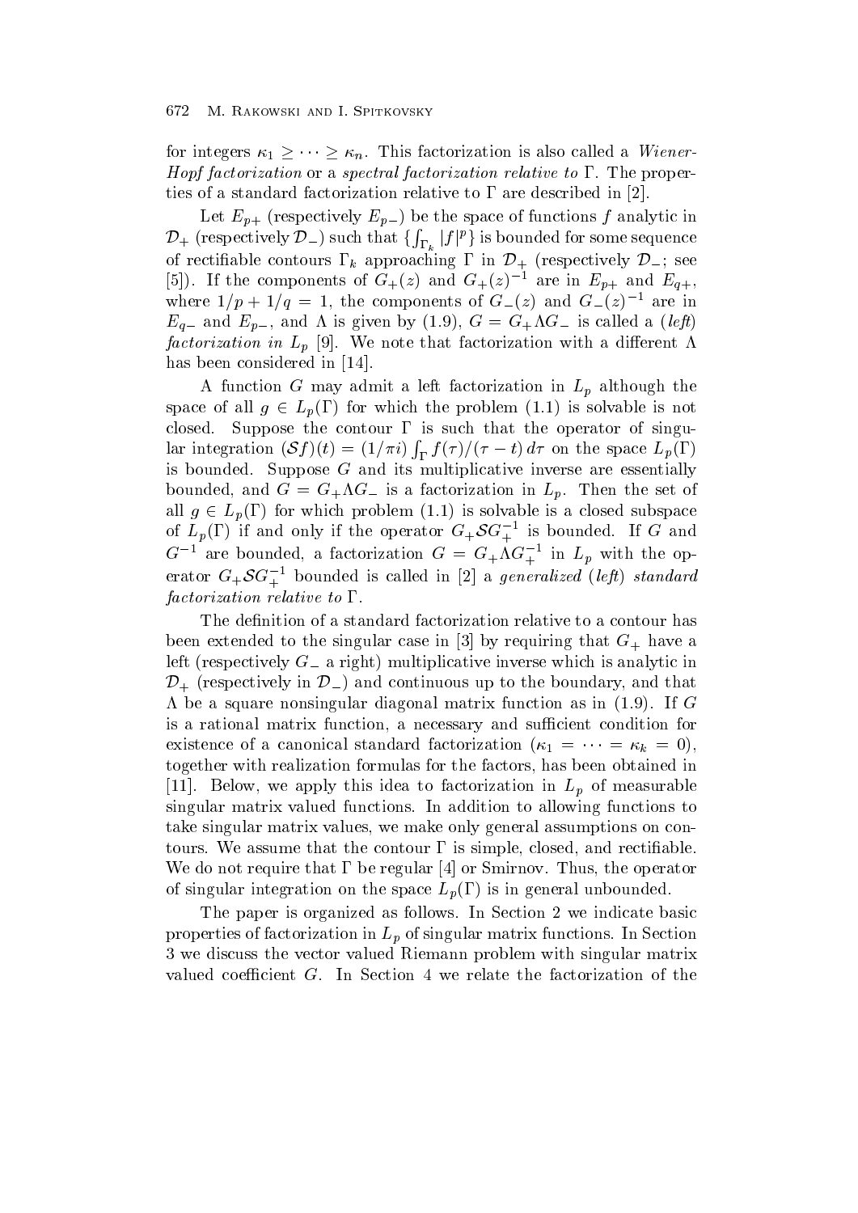for integers $\kappa_1 \geq \cdots \geq \kappa_n$. This factorization is also called a *Wiener-Hopf factorization* or a *spectral factorization relative to* $\Gamma$. The properties of a standard factorization relative to $\Gamma$ are described in [2].

Let $E_{p+}$ (respectively $E_{p-}$) be the space of functions $f$ analytic in $\mathcal{D}_+$ (respectively $\mathcal{D}_-$) such that $\{\int_{\Gamma_k} |f|^p\}$ is bounded for some sequence of rectifiable contours $\Gamma_k$ approaching $\Gamma$ in $\mathcal{D}_+$ (respectively $\mathcal{D}_-$; see [5]). If the components of $G_+(z)$ and $G_+(z)^{-1}$ are in $E_{p+}$ and $E_{q+}$, where $1/p + 1/q = 1$, the components of $G_-(z)$ and $G_-(z)^{-1}$ are in $E_{q-}$ and $E_{p-}$, and $\Lambda$ is given by (1.9), $G = G_+ \Lambda G_-$ is called a (*left*) *factorization in* $L_p$ [9]. We note that factorization with a different $\Lambda$ has been considered in [14].

A function $G$ may admit a left factorization in $L_p$ although the space of all $g \in L_p(\Gamma)$ for which the problem (1.1) is solvable is not closed. Suppose the contour $\Gamma$ is such that the operator of singular integration $(\mathcal{S}f)(t) = (1/\pi i) \int_\Gamma f(\tau)/(\tau - t)\, d\tau$ on the space $L_p(\Gamma)$ is bounded. Suppose $G$ and its multiplicative inverse are essentially bounded, and $G = G_+ \Lambda G_-$ is a factorization in $L_p$. Then the set of all $g \in L_p(\Gamma)$ for which problem (1.1) is solvable is a closed subspace of $L_p(\Gamma)$ if and only if the operator $G_+ \mathcal{S} G_+^{-1}$ is bounded. If $G$ and $G^{-1}$ are bounded, a factorization $G = G_+ \Lambda G_+^{-1}$ in $L_p$ with the operator $G_+ \mathcal{S} G_+^{-1}$ bounded is called in [2] a *generalized* (*left*) *standard factorization relative to* $\Gamma$.

The definition of a standard factorization relative to a contour has been extended to the singular case in [3] by requiring that $G_+$ have a left (respectively $G_-$ a right) multiplicative inverse which is analytic in $\mathcal{D}_+$ (respectively in $\mathcal{D}_-$) and continuous up to the boundary, and that $\Lambda$ be a square nonsingular diagonal matrix function as in (1.9). If $G$ is a rational matrix function, a necessary and sufficient condition for existence of a canonical standard factorization ($\kappa_1 = \cdots = \kappa_k = 0$), together with realization formulas for the factors, has been obtained in [11]. Below, we apply this idea to factorization in $L_p$ of measurable singular matrix valued functions. In addition to allowing functions to take singular matrix values, we make only general assumptions on contours. We assume that the contour $\Gamma$ is simple, closed, and rectifiable. We do not require that $\Gamma$ be regular [4] or Smirnov. Thus, the operator of singular integration on the space $L_p(\Gamma)$ is in general unbounded.

The paper is organized as follows. In Section 2 we indicate basic properties of factorization in $L_p$ of singular matrix functions. In Section 3 we discuss the vector valued Riemann problem with singular matrix valued coefficient $G$. In Section 4 we relate the factorization of the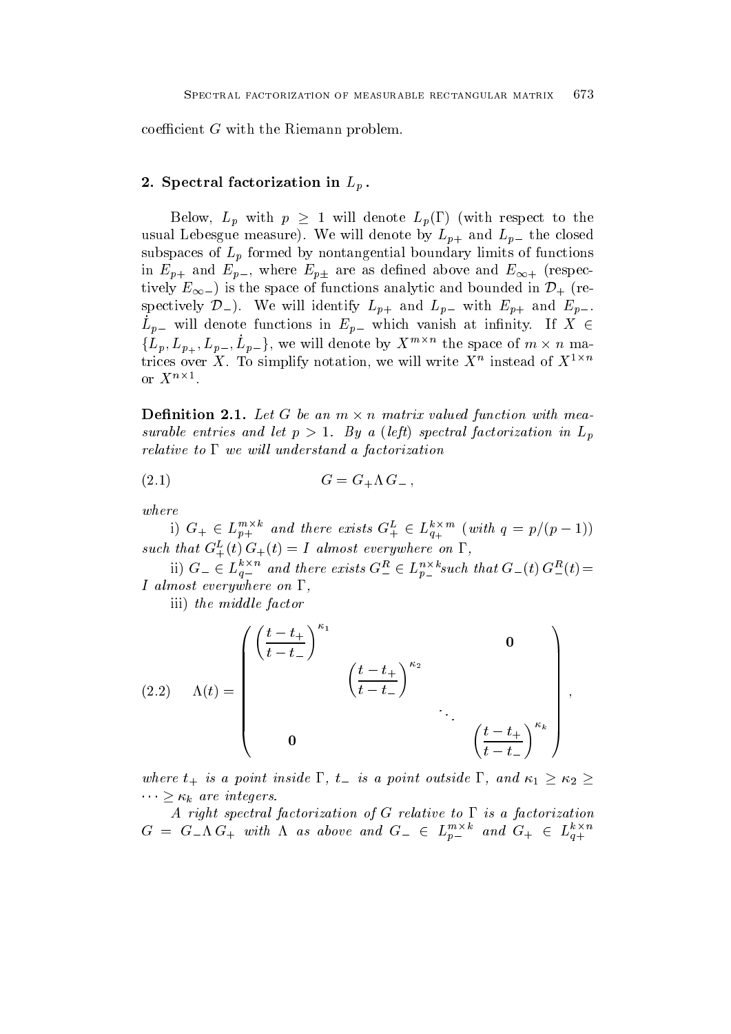coefficient $G$ with the Riemann problem.

## 2. Spectral factorization in $L_p$.

Below, $L_p$ with $p \geq 1$ will denote $L_p(\Gamma)$ (with respect to the usual Lebesgue measure). We will denote by $L_{p+}$ and $L_{p-}$ the closed subspaces of $L_p$ formed by nontangential boundary limits of functions in $E_{p+}$ and $E_{p-}$, where $E_{p\pm}$ are as defined above and $E_{\infty+}$ (respectively $E_{\infty-}$) is the space of functions analytic and bounded in $\mathcal{D}_+$ (respectively $\mathcal{D}_-$). We will identify $L_{p+}$ and $L_{p-}$ with $E_{p+}$ and $E_{p-}$. $\dot{L}_{p-}$ will denote functions in $E_{p-}$ which vanish at infinity. If $X \in \{L_p, L_{p+}, L_{p-}, \dot{L}_{p-}\}$, we will denote by $X^{m\times n}$ the space of $m \times n$ matrices over $X$. To simplify notation, we will write $X^n$ instead of $X^{1\times n}$ or $X^{n\times 1}$.

**Definition 2.1.** *Let $G$ be an $m \times n$ matrix valued function with measurable entries and let $p > 1$. By a (left) spectral factorization in $L_p$ relative to $\Gamma$ we will understand a factorization*

$$G = G_+ \Lambda G_- , \tag{2.1}$$

*where*

*i) $G_+ \in L_{p+}^{m\times k}$ and there exists $G_+^L \in L_{q+}^{k\times m}$ (with $q = p/(p-1)$) such that $G_+^L(t)\, G_+(t) = I$ almost everywhere on $\Gamma$,*

*ii) $G_- \in L_{q-}^{k\times n}$ and there exists $G_-^R \in L_{p-}^{n\times k}$ such that $G_-(t)\, G_-^R(t) = I$ almost everywhere on $\Gamma$,*

*iii) the middle factor*

$$\Lambda(t) = \begin{pmatrix} \left(\dfrac{t-t_+}{t-t_-}\right)^{\kappa_1} & & & \mathbf{0} \\ & \left(\dfrac{t-t_+}{t-t_-}\right)^{\kappa_2} & & \\ & & \ddots & \\ \mathbf{0} & & & \left(\dfrac{t-t_+}{t-t_-}\right)^{\kappa_k} \end{pmatrix}, \tag{2.2}$$

*where $t_+$ is a point inside $\Gamma$, $t_-$ is a point outside $\Gamma$, and $\kappa_1 \geq \kappa_2 \geq \cdots \geq \kappa_k$ are integers.*

*A right spectral factorization of $G$ relative to $\Gamma$ is a factorization $G = G_- \Lambda G_+$ with $\Lambda$ as above and $G_- \in L_{p-}^{m\times k}$ and $G_+ \in L_{q+}^{k\times n}$*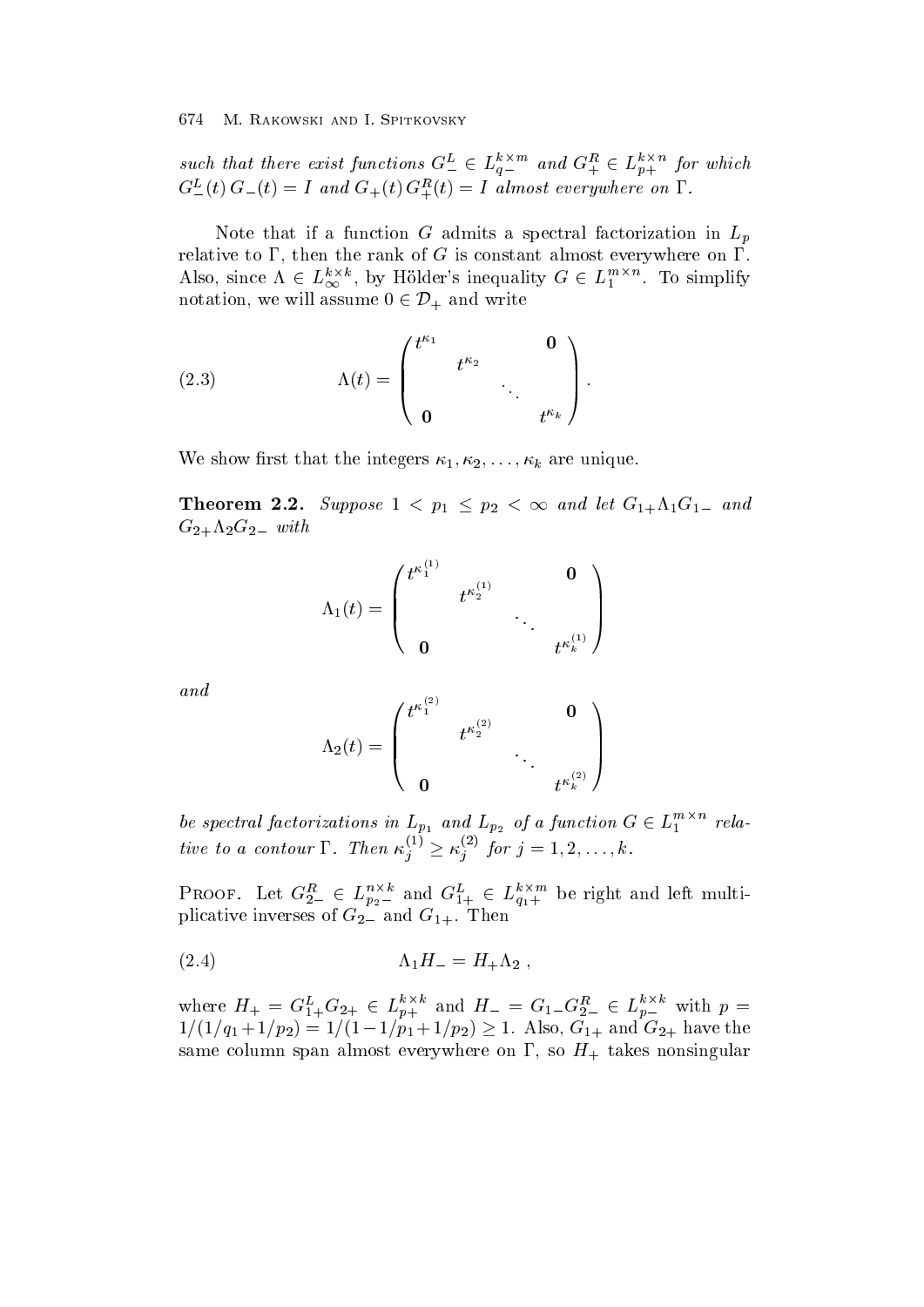*such that there exist functions $G_-^L \in L_{q-}^{k\times m}$ and $G_+^R \in L_{p+}^{k\times n}$ for which $G_-^L(t)\, G_-(t) = I$ and $G_+(t)\, G_+^R(t) = I$ almost everywhere on $\Gamma$.*

Note that if a function $G$ admits a spectral factorization in $L_p$ relative to $\Gamma$, then the rank of $G$ is constant almost everywhere on $\Gamma$. Also, since $\Lambda \in L_\infty^{k\times k}$, by Hölder's inequality $G \in L_1^{m\times n}$. To simplify notation, we will assume $0 \in \mathcal{D}_+$ and write

$$\Lambda(t) = \begin{pmatrix} t^{\kappa_1} & & & \mathbf{0} \\ & t^{\kappa_2} & & \\ & & \ddots & \\ \mathbf{0} & & & t^{\kappa_k} \end{pmatrix}. \tag{2.3}$$

We show first that the integers $\kappa_1, \kappa_2, \ldots, \kappa_k$ are unique.

**Theorem 2.2.** *Suppose $1 < p_1 \le p_2 < \infty$ and let $G_{1+}\Lambda_1 G_{1-}$ and $G_{2+}\Lambda_2 G_{2-}$ with*

$$\Lambda_1(t) = \begin{pmatrix} t^{\kappa_1^{(1)}} & & & \mathbf{0} \\ & t^{\kappa_2^{(1)}} & & \\ & & \ddots & \\ \mathbf{0} & & & t^{\kappa_k^{(1)}} \end{pmatrix}$$

*and*

$$\Lambda_2(t) = \begin{pmatrix} t^{\kappa_1^{(2)}} & & & \mathbf{0} \\ & t^{\kappa_2^{(2)}} & & \\ & & \ddots & \\ \mathbf{0} & & & t^{\kappa_k^{(2)}} \end{pmatrix}$$

*be spectral factorizations in $L_{p_1}$ and $L_{p_2}$ of a function $G \in L_1^{m\times n}$ relative to a contour $\Gamma$. Then $\kappa_j^{(1)} \ge \kappa_j^{(2)}$ for $j = 1, 2, \ldots, k$.*

Proof. Let $G_{2-}^R \in L_{p_2-}^{n\times k}$ and $G_{1+}^L \in L_{q_1+}^{k\times m}$ be right and left multiplicative inverses of $G_{2-}$ and $G_{1+}$. Then

$$\Lambda_1 H_- = H_+ \Lambda_2\,, \tag{2.4}$$

where $H_+ = G_{1+}^L G_{2+} \in L_{p+}^{k\times k}$ and $H_- = G_{1-} G_{2-}^R \in L_{p-}^{k\times k}$ with $p = 1/(1/q_1 + 1/p_2) = 1/(1 - 1/p_1 + 1/p_2) \ge 1$. Also, $G_{1+}$ and $G_{2+}$ have the same column span almost everywhere on $\Gamma$, so $H_+$ takes nonsingular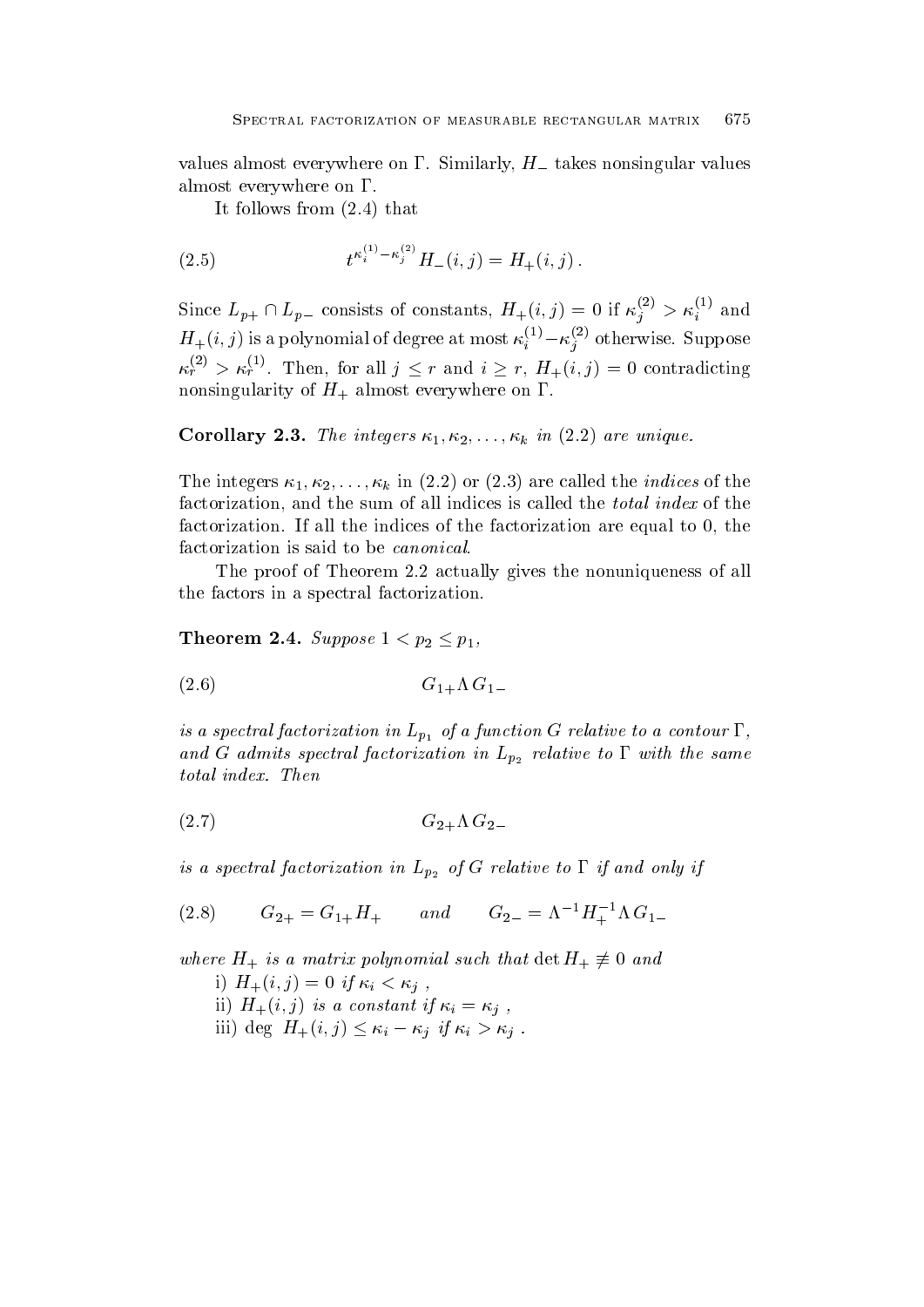values almost everywhere on $\Gamma$. Similarly, $H_-$ takes nonsingular values almost everywhere on $\Gamma$.

It follows from (2.4) that

$$t^{\kappa_i^{(1)}-\kappa_j^{(2)}} H_-(i,j) = H_+(i,j)\,. \tag{2.5}$$

Since $L_{p+} \cap L_{p-}$ consists of constants, $H_+(i,j) = 0$ if $\kappa_j^{(2)} > \kappa_i^{(1)}$ and $H_+(i,j)$ is a polynomial of degree at most $\kappa_i^{(1)} - \kappa_j^{(2)}$ otherwise. Suppose $\kappa_r^{(2)} > \kappa_r^{(1)}$. Then, for all $j \le r$ and $i \ge r$, $H_+(i,j) = 0$ contradicting nonsingularity of $H_+$ almost everywhere on $\Gamma$.

**Corollary 2.3.** *The integers $\kappa_1, \kappa_2, \ldots, \kappa_k$ in (2.2) are unique.*

The integers $\kappa_1, \kappa_2, \ldots, \kappa_k$ in (2.2) or (2.3) are called the *indices* of the factorization, and the sum of all indices is called the *total index* of the factorization. If all the indices of the factorization are equal to 0, the factorization is said to be *canonical*.

The proof of Theorem 2.2 actually gives the nonuniqueness of all the factors in a spectral factorization.

**Theorem 2.4.** *Suppose $1 < p_2 \le p_1$,*

$$G_{1+} \Lambda\, G_{1-} \tag{2.6}$$

*is a spectral factorization in $L_{p_1}$ of a function $G$ relative to a contour $\Gamma$, and $G$ admits spectral factorization in $L_{p_2}$ relative to $\Gamma$ with the same total index. Then*

$$G_{2+} \Lambda\, G_{2-} \tag{2.7}$$

*is a spectral factorization in $L_{p_2}$ of $G$ relative to $\Gamma$ if and only if*

$$G_{2+} = G_{1+} H_+ \qquad \text{and} \qquad G_{2-} = \Lambda^{-1} H_+^{-1} \Lambda\, G_{1-} \tag{2.8}$$

*where $H_+$ is a matrix polynomial such that $\det H_+ \not\equiv 0$ and*

i) *$H_+(i,j) = 0$ if $\kappa_i < \kappa_j$ ,*

ii) *$H_+(i,j)$ is a constant if $\kappa_i = \kappa_j$ ,*

iii) *$\deg\ H_+(i,j) \le \kappa_i - \kappa_j$ if $\kappa_i > \kappa_j$ .*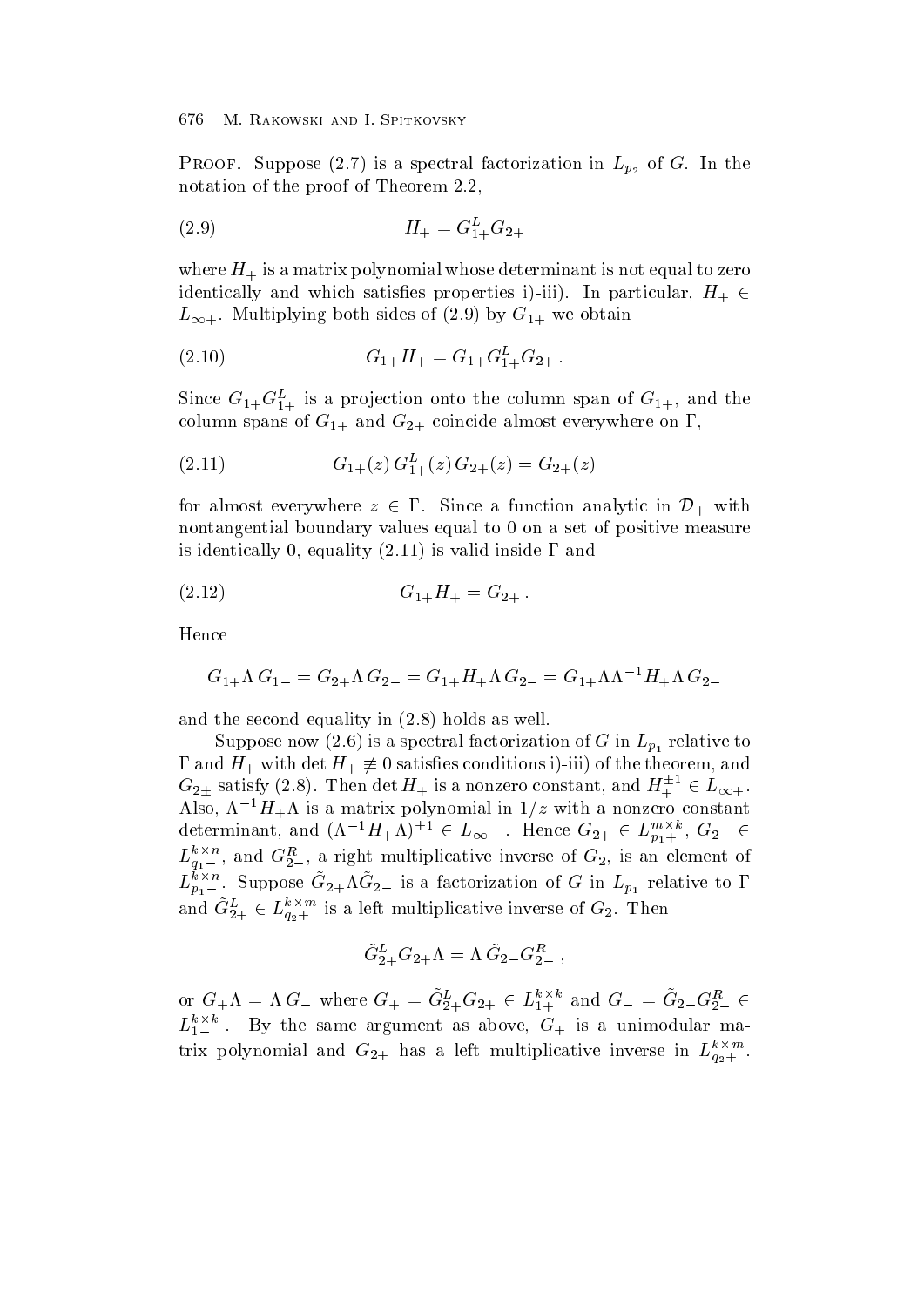Proof. Suppose (2.7) is a spectral factorization in $L_{p_2}$ of $G$. In the notation of the proof of Theorem 2.2,

$$H_+ = G_{1+}^L G_{2+} \tag{2.9}$$

where $H_+$ is a matrix polynomial whose determinant is not equal to zero identically and which satisfies properties i)-iii). In particular, $H_+ \in L_{\infty+}$. Multiplying both sides of (2.9) by $G_{1+}$ we obtain

$$G_{1+}H_+ = G_{1+}G_{1+}^L G_{2+}\,. \tag{2.10}$$

Since $G_{1+}G_{1+}^L$ is a projection onto the column span of $G_{1+}$, and the column spans of $G_{1+}$ and $G_{2+}$ coincide almost everywhere on $\Gamma$,

$$G_{1+}(z)\, G_{1+}^L(z)\, G_{2+}(z) = G_{2+}(z) \tag{2.11}$$

for almost everywhere $z \in \Gamma$. Since a function analytic in $\mathcal{D}_+$ with nontangential boundary values equal to 0 on a set of positive measure is identically 0, equality (2.11) is valid inside $\Gamma$ and

$$G_{1+}H_+ = G_{2+}\,. \tag{2.12}$$

Hence

$$G_{1+}\Lambda\, G_{1-} = G_{2+}\Lambda\, G_{2-} = G_{1+}H_+\Lambda\, G_{2-} = G_{1+}\Lambda\Lambda^{-1}H_+\Lambda\, G_{2-}$$

and the second equality in (2.8) holds as well.

Suppose now (2.6) is a spectral factorization of $G$ in $L_{p_1}$ relative to $\Gamma$ and $H_+$ with $\det H_+ \not\equiv 0$ satisfies conditions i)-iii) of the theorem, and $G_{2\pm}$ satisfy (2.8). Then $\det H_+$ is a nonzero constant, and $H_+^{\pm 1} \in L_{\infty+}$. Also, $\Lambda^{-1}H_+\Lambda$ is a matrix polynomial in $1/z$ with a nonzero constant determinant, and $(\Lambda^{-1}H_+\Lambda)^{\pm 1} \in L_{\infty-}$. Hence $G_{2+} \in L_{p_1+}^{m\times k}$, $G_{2-} \in L_{q_1-}^{k\times n}$, and $G_{2-}^R$, a right multiplicative inverse of $G_2$, is an element of $L_{p_1-}^{k\times n}$. Suppose $\tilde{G}_{2+}\Lambda\tilde{G}_{2-}$ is a factorization of $G$ in $L_{p_1}$ relative to $\Gamma$ and $\tilde{G}_{2+}^L \in L_{q_2+}^{k\times m}$ is a left multiplicative inverse of $G_2$. Then

$$\tilde{G}_{2+}^L G_{2+}\Lambda = \Lambda\, \tilde{G}_{2-}G_{2-}^R\,,$$

or $G_+\Lambda = \Lambda\, G_-$ where $G_+ = \tilde{G}_{2+}^L G_{2+} \in L_{1+}^{k\times k}$ and $G_- = \tilde{G}_{2-}G_{2-}^R \in L_{1-}^{k\times k}$. By the same argument as above, $G_+$ is a unimodular matrix polynomial and $G_{2+}$ has a left multiplicative inverse in $L_{q_2+}^{k\times m}$.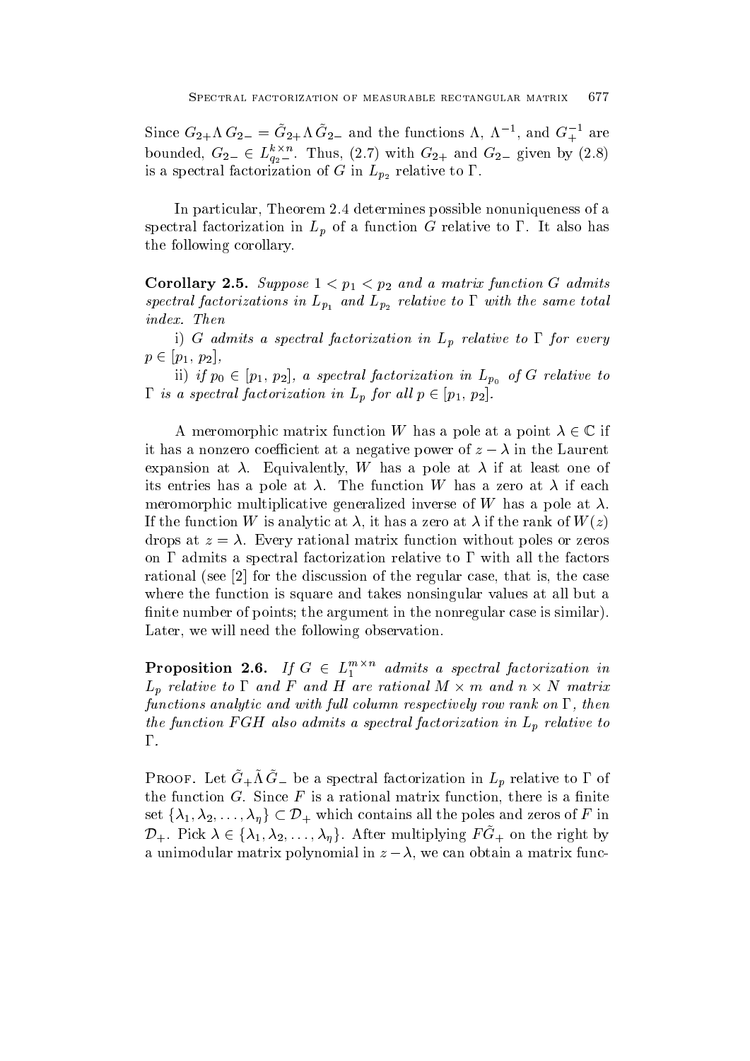Since $G_{2+}\Lambda G_{2-} = \tilde{G}_{2+}\Lambda\tilde{G}_{2-}$ and the functions $\Lambda$, $\Lambda^{-1}$, and $G_+^{-1}$ are bounded, $G_{2-} \in L_{q_2-}^{k\times n}$. Thus, (2.7) with $G_{2+}$ and $G_{2-}$ given by (2.8) is a spectral factorization of $G$ in $L_{p_2}$ relative to $\Gamma$.

In particular, Theorem 2.4 determines possible nonuniqueness of a spectral factorization in $L_p$ of a function $G$ relative to $\Gamma$. It also has the following corollary.

**Corollary 2.5.** *Suppose $1 < p_1 < p_2$ and a matrix function $G$ admits spectral factorizations in $L_{p_1}$ and $L_{p_2}$ relative to $\Gamma$ with the same total index. Then*

*i) $G$ admits a spectral factorization in $L_p$ relative to $\Gamma$ for every $p \in [p_1, p_2]$,*

*ii) if $p_0 \in [p_1, p_2]$, a spectral factorization in $L_{p_0}$ of $G$ relative to $\Gamma$ is a spectral factorization in $L_p$ for all $p \in [p_1, p_2]$.*

A meromorphic matrix function $W$ has a pole at a point $\lambda \in \mathbb{C}$ if it has a nonzero coefficient at a negative power of $z - \lambda$ in the Laurent expansion at $\lambda$. Equivalently, $W$ has a pole at $\lambda$ if at least one of its entries has a pole at $\lambda$. The function $W$ has a zero at $\lambda$ if each meromorphic multiplicative generalized inverse of $W$ has a pole at $\lambda$. If the function $W$ is analytic at $\lambda$, it has a zero at $\lambda$ if the rank of $W(z)$ drops at $z = \lambda$. Every rational matrix function without poles or zeros on $\Gamma$ admits a spectral factorization relative to $\Gamma$ with all the factors rational (see [2] for the discussion of the regular case, that is, the case where the function is square and takes nonsingular values at all but a finite number of points; the argument in the nonregular case is similar). Later, we will need the following observation.

**Proposition 2.6.** *If $G \in L_1^{m\times n}$ admits a spectral factorization in $L_p$ relative to $\Gamma$ and $F$ and $H$ are rational $M \times m$ and $n \times N$ matrix functions analytic and with full column respectively row rank on $\Gamma$, then the function $FGH$ also admits a spectral factorization in $L_p$ relative to $\Gamma$.*

Proof. Let $\tilde{G}_+\tilde{\Lambda}\tilde{G}_-$ be a spectral factorization in $L_p$ relative to $\Gamma$ of the function $G$. Since $F$ is a rational matrix function, there is a finite set $\{\lambda_1, \lambda_2, \ldots, \lambda_\eta\} \subset \mathcal{D}_+$ which contains all the poles and zeros of $F$ in $\mathcal{D}_+$. Pick $\lambda \in \{\lambda_1, \lambda_2, \ldots, \lambda_\eta\}$. After multiplying $F\tilde{G}_+$ on the right by a unimodular matrix polynomial in $z - \lambda$, we can obtain a matrix func-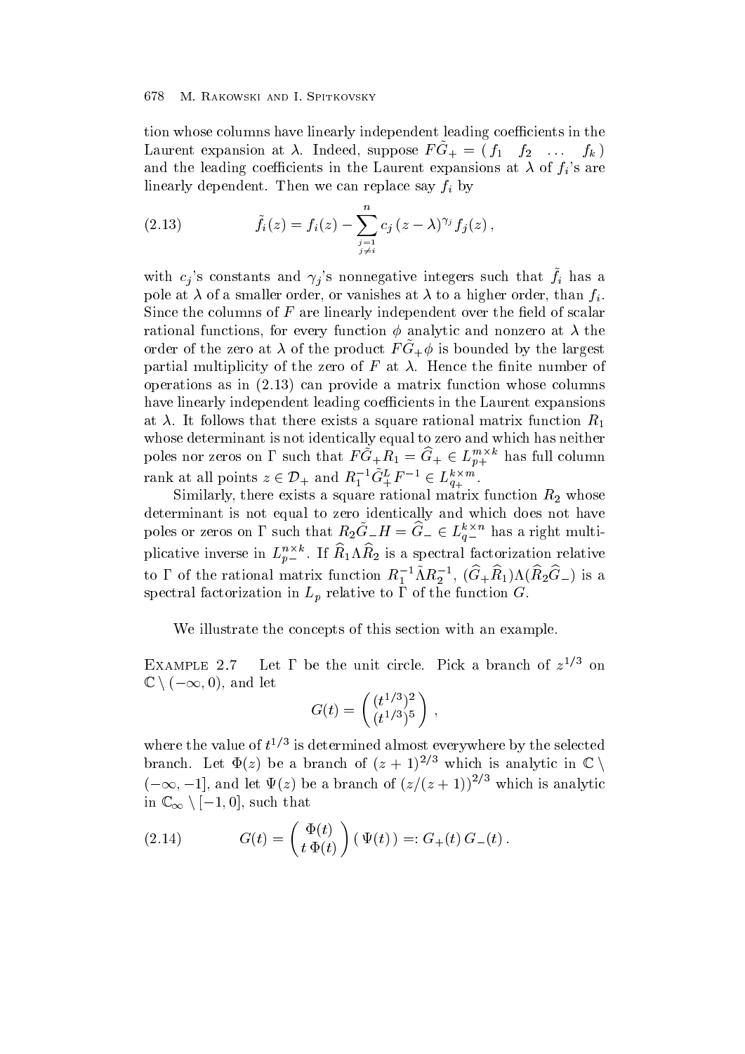tion whose columns have linearly independent leading coefficients in the Laurent expansion at $\lambda$. Indeed, suppose $F\tilde{G}_+ = (\, f_1 \quad f_2 \quad \dots \quad f_k \,)$ and the leading coefficients in the Laurent expansions at $\lambda$ of $f_i$'s are linearly dependent. Then we can replace say $f_i$ by

$$
\tilde{f}_i(z) = f_i(z) - \sum_{\substack{j=1 \\ j \neq i}}^{n} c_j \, (z - \lambda)^{\gamma_j} f_j(z) \, , \tag{2.13}
$$

with $c_j$'s constants and $\gamma_j$'s nonnegative integers such that $\tilde{f}_i$ has a pole at $\lambda$ of a smaller order, or vanishes at $\lambda$ to a higher order, than $f_i$. Since the columns of $F$ are linearly independent over the field of scalar rational functions, for every function $\phi$ analytic and nonzero at $\lambda$ the order of the zero at $\lambda$ of the product $F\tilde{G}_+\phi$ is bounded by the largest partial multiplicity of the zero of $F$ at $\lambda$. Hence the finite number of operations as in (2.13) can provide a matrix function whose columns have linearly independent leading coefficients in the Laurent expansions at $\lambda$. It follows that there exists a square rational matrix function $R_1$ whose determinant is not identically equal to zero and which has neither poles nor zeros on $\Gamma$ such that $F\tilde{G}_+ R_1 = \widehat{G}_+ \in L_{p+}^{m \times k}$ has full column rank at all points $z \in \mathcal{D}_+$ and $R_1^{-1} \tilde{G}_+^L F^{-1} \in L_{q+}^{k \times m}$.

Similarly, there exists a square rational matrix function $R_2$ whose determinant is not equal to zero identically and which does not have poles or zeros on $\Gamma$ such that $R_2 \tilde{G}_- H = \widehat{G}_- \in L_{q-}^{k \times n}$ has a right multiplicative inverse in $L_{p-}^{n \times k}$. If $\widehat{R}_1 \Lambda \widehat{R}_2$ is a spectral factorization relative to $\Gamma$ of the rational matrix function $R_1^{-1} \tilde{\Lambda} R_2^{-1}$, $(\widehat{G}_+ \widehat{R}_1) \Lambda (\widehat{R}_2 \widehat{G}_-)$ is a spectral factorization in $L_p$ relative to $\Gamma$ of the function $G$.

We illustrate the concepts of this section with an example.

Example 2.7 Let $\Gamma$ be the unit circle. Pick a branch of $z^{1/3}$ on $\mathbb{C} \setminus (-\infty, 0)$, and let

$$
G(t) = \begin{pmatrix} (t^{1/3})^2 \\ (t^{1/3})^5 \end{pmatrix} ,
$$

where the value of $t^{1/3}$ is determined almost everywhere by the selected branch. Let $\Phi(z)$ be a branch of $(z+1)^{2/3}$ which is analytic in $\mathbb{C} \setminus (-\infty, -1]$, and let $\Psi(z)$ be a branch of $(z/(z+1))^{2/3}$ which is analytic in $\mathbb{C}_\infty \setminus [-1, 0]$, such that

$$
G(t) = \begin{pmatrix} \Phi(t) \\ t \, \Phi(t) \end{pmatrix} (\, \Psi(t) \,) =: G_+(t) \, G_-(t) \, . \tag{2.14}
$$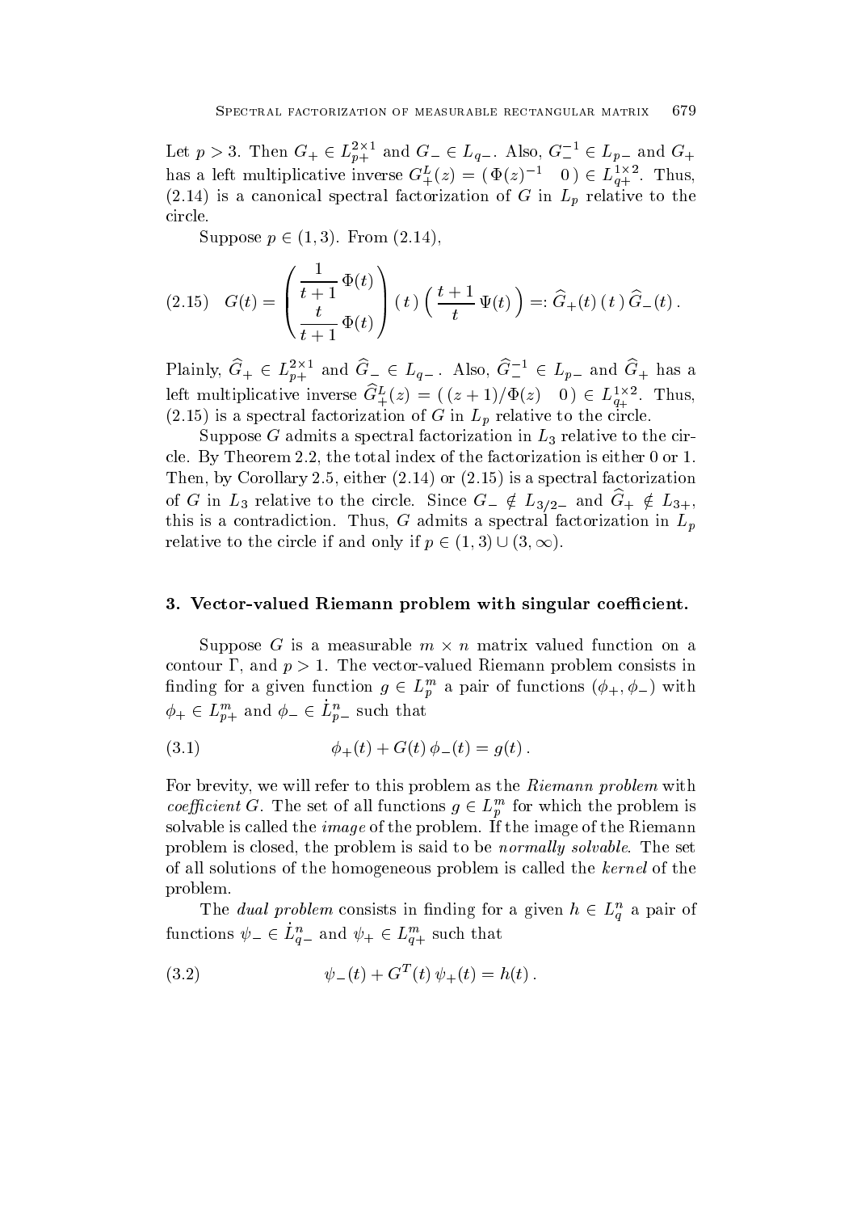Let $p > 3$. Then $G_+ \in L_{p+}^{2\times 1}$ and $G_- \in L_{q-}$. Also, $G_-^{-1} \in L_{p-}$ and $G_+$ has a left multiplicative inverse $G_+^L(z) = (\,\Phi(z)^{-1} \quad 0\,) \in L_{q+}^{1\times 2}$. Thus, (2.14) is a canonical spectral factorization of $G$ in $L_p$ relative to the circle.

Suppose $p \in (1, 3)$. From (2.14),

$$
(2.15)\quad G(t) = \begin{pmatrix} \dfrac{1}{t+1}\,\Phi(t) \\ \dfrac{t}{t+1}\,\Phi(t) \end{pmatrix} (\,t\,) \left( \frac{t+1}{t}\,\Psi(t) \right) =: \widehat{G}_+(t)\,(\,t\,)\,\widehat{G}_-(t)\,.
$$

Plainly, $\widehat{G}_+ \in L_{p+}^{2\times 1}$ and $\widehat{G}_- \in L_{q-}$. Also, $\widehat{G}_-^{-1} \in L_{p-}$ and $\widehat{G}_+$ has a left multiplicative inverse $\widehat{G}_+^L(z) = (\,(z+1)/\Phi(z) \quad 0\,) \in L_{q+}^{1\times 2}$. Thus, (2.15) is a spectral factorization of $G$ in $L_p$ relative to the circle.

Suppose $G$ admits a spectral factorization in $L_3$ relative to the circle. By Theorem 2.2, the total index of the factorization is either 0 or 1. Then, by Corollary 2.5, either (2.14) or (2.15) is a spectral factorization of $G$ in $L_3$ relative to the circle. Since $G_- \notin L_{3/2-}$ and $\widehat{G}_+ \notin L_{3+}$, this is a contradiction. Thus, $G$ admits a spectral factorization in $L_p$ relative to the circle if and only if $p \in (1, 3) \cup (3, \infty)$.

## 3. Vector-valued Riemann problem with singular coefficient.

Suppose $G$ is a measurable $m \times n$ matrix valued function on a contour $\Gamma$, and $p > 1$. The vector-valued Riemann problem consists in finding for a given function $g \in L_p^m$ a pair of functions $(\phi_+, \phi_-)$ with $\phi_+ \in L_{p+}^m$ and $\phi_- \in \dot{L}_{p-}^n$ such that

$$
(3.1)\qquad \phi_+(t) + G(t)\,\phi_-(t) = g(t)\,.
$$

For brevity, we will refer to this problem as the *Riemann problem* with *coefficient* $G$. The set of all functions $g \in L_p^m$ for which the problem is solvable is called the *image* of the problem. If the image of the Riemann problem is closed, the problem is said to be *normally solvable*. The set of all solutions of the homogeneous problem is called the *kernel* of the problem.

The *dual problem* consists in finding for a given $h \in L_q^n$ a pair of functions $\psi_- \in \dot{L}_{q-}^n$ and $\psi_+ \in L_{q+}^m$ such that

$$
(3.2)\qquad \psi_-(t) + G^T(t)\,\psi_+(t) = h(t)\,.
$$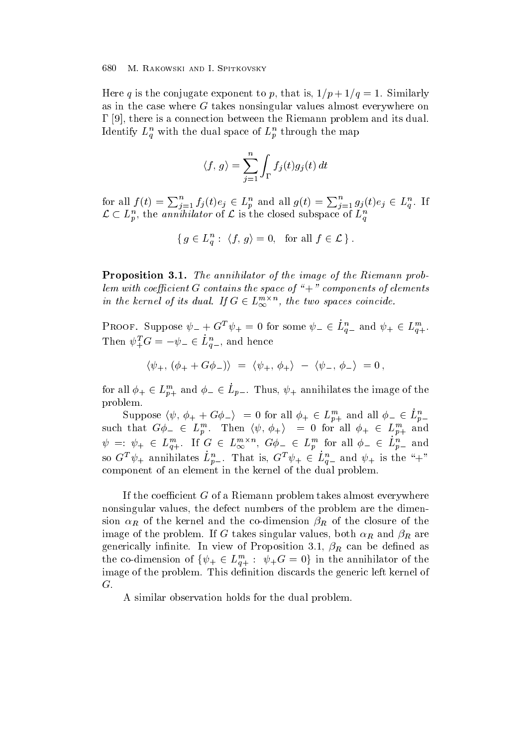Here $q$ is the conjugate exponent to $p$, that is, $1/p + 1/q = 1$. Similarly as in the case where $G$ takes nonsingular values almost everywhere on $\Gamma$ [9], there is a connection between the Riemann problem and its dual. Identify $L_q^n$ with the dual space of $L_p^n$ through the map

$$\langle f, g\rangle = \sum_{j=1}^{n} \int_\Gamma f_j(t) g_j(t)\, dt$$

for all $f(t) = \sum_{j=1}^n f_j(t) e_j \in L_p^n$ and all $g(t) = \sum_{j=1}^n g_j(t) e_j \in L_q^n$. If $\mathcal{L} \subset L_p^n$, the *annihilator* of $\mathcal{L}$ is the closed subspace of $L_q^n$

$$\{\, g \in L_q^n : \ \langle f, g\rangle = 0, \quad \text{for all } f \in \mathcal{L}\,\}.$$

**Proposition 3.1.** *The annihilator of the image of the Riemann problem with coefficient $G$ contains the space of "+" components of elements in the kernel of its dual. If $G \in L_\infty^{m\times n}$, the two spaces coincide.*

Proof. Suppose $\psi_- + G^T \psi_+ = 0$ for some $\psi_- \in \dot{L}_{q-}^n$ and $\psi_+ \in L_{q+}^m$. Then $\psi_+^T G = -\psi_- \in \dot{L}_{q-}^n$, and hence

$$\langle \psi_+, (\phi_+ + G\phi_-)\rangle \ = \ \langle \psi_+, \phi_+\rangle \ - \ \langle \psi_-, \phi_-\rangle \ = 0\,,$$

for all $\phi_+ \in L_{p+}^m$ and $\phi_- \in \dot{L}_{p-}$. Thus, $\psi_+$ annihilates the image of the problem.

Suppose $\langle \psi, \phi_+ + G\phi_-\rangle \ = 0$ for all $\phi_+ \in L_{p+}^m$ and all $\phi_- \in \dot{L}_{p-}^n$ such that $G\phi_- \in L_p^m$. Then $\langle \psi, \phi_+\rangle \ = 0$ for all $\phi_+ \in L_{p+}^m$ and $\psi =: \psi_+ \in L_{q+}^m$. If $G \in L_\infty^{m\times n}$, $G\phi_- \in L_p^m$ for all $\phi_- \in \dot{L}_{p-}^n$ and so $G^T\psi_+$ annihilates $\dot{L}_{p-}^n$. That is, $G^T\psi_+ \in \dot{L}_{q-}^n$ and $\psi_+$ is the "+" component of an element in the kernel of the dual problem.

If the coefficient $G$ of a Riemann problem takes almost everywhere nonsingular values, the defect numbers of the problem are the dimension $\alpha_R$ of the kernel and the co-dimension $\beta_R$ of the closure of the image of the problem. If $G$ takes singular values, both $\alpha_R$ and $\beta_R$ are generically infinite. In view of Proposition 3.1, $\beta_R$ can be defined as the co-dimension of $\{\psi_+ \in L_{q+}^m : \ \psi_+ G = 0\}$ in the annihilator of the image of the problem. This definition discards the generic left kernel of $G$.

A similar observation holds for the dual problem.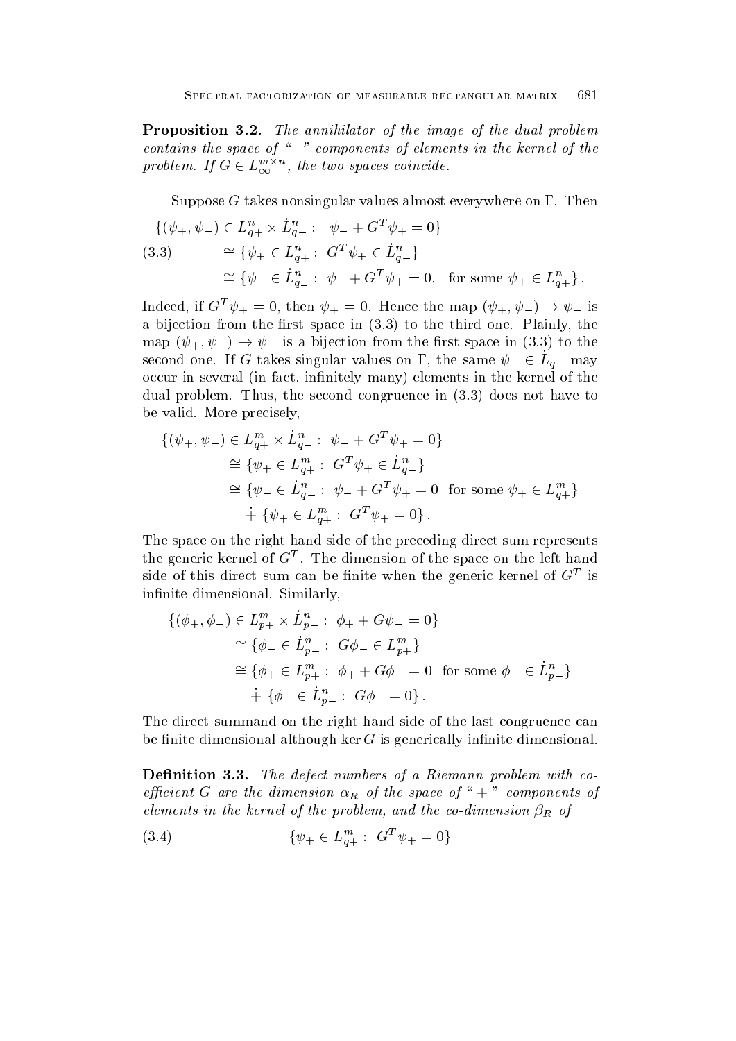**Proposition 3.2.** *The annihilator of the image of the dual problem contains the space of "−" components of elements in the kernel of the problem. If $G \in L^{m\times n}_\infty$, the two spaces coincide.*

Suppose $G$ takes nonsingular values almost everywhere on $\Gamma$. Then

$$
\begin{aligned}
\{(\psi_+,\psi_-) \in L^n_{q+} \times \dot{L}^n_{q-} :\ \ \psi_- + G^T\psi_+ = 0\}& \\
\cong \{\psi_+ \in L^n_{q+} :\ G^T\psi_+ \in \dot{L}^n_{q-}\}& \\
\cong \{\psi_- \in \dot{L}^n_{q-} :\ \psi_- + G^T\psi_+ = 0,\ \ \text{for some } \psi_+ \in L^n_{q+}\}&\,.
\end{aligned}
\tag{3.3}
$$

Indeed, if $G^T\psi_+ = 0$, then $\psi_+ = 0$. Hence the map $(\psi_+,\psi_-) \to \psi_-$ is a bijection from the first space in (3.3) to the third one. Plainly, the map $(\psi_+,\psi_-) \to \psi_-$ is a bijection from the first space in (3.3) to the second one. If $G$ takes singular values on $\Gamma$, the same $\psi_- \in \dot{L}_{q-}$ may occur in several (in fact, infinitely many) elements in the kernel of the dual problem. Thus, the second congruence in (3.3) does not have to be valid. More precisely,

$$
\begin{aligned}
\{(\psi_+,\psi_-) \in L^m_{q+} \times \dot{L}^n_{q-} :\ \psi_- + G^T\psi_+ = 0\}& \\
\cong \{\psi_+ \in L^m_{q+} :\ G^T\psi_+ \in \dot{L}^n_{q-}\}& \\
\cong \{\psi_- \in \dot{L}^n_{q-} :\ \psi_- + G^T\psi_+ = 0\ \ \text{for some } \psi_+ \in L^m_{q+}\}& \\
\dot{+}\ \{\psi_+ \in L^m_{q+} :\ G^T\psi_+ = 0\}&\,.
\end{aligned}
$$

The space on the right hand side of the preceding direct sum represents the generic kernel of $G^T$. The dimension of the space on the left hand side of this direct sum can be finite when the generic kernel of $G^T$ is infinite dimensional. Similarly,

$$
\begin{aligned}
\{(\phi_+,\phi_-) \in L^m_{p+} \times \dot{L}^n_{p-} :\ \phi_+ + G\psi_- = 0\}& \\
\cong \{\phi_- \in \dot{L}^n_{p-} :\ G\phi_- \in L^m_{p+}\}& \\
\cong \{\phi_+ \in L^m_{p+} :\ \phi_+ + G\phi_- = 0\ \ \text{for some } \phi_- \in \dot{L}^n_{p-}\}& \\
\dot{+}\ \{\phi_- \in \dot{L}^n_{p-} :\ G\phi_- = 0\}&\,.
\end{aligned}
$$

The direct summand on the right hand side of the last congruence can be finite dimensional although $\ker G$ is generically infinite dimensional.

**Definition 3.3.** *The defect numbers of a Riemann problem with coefficient $G$ are the dimension $\alpha_R$ of the space of "+" components of elements in the kernel of the problem, and the co-dimension $\beta_R$ of*

$$
\{\psi_+ \in L^m_{q+} :\ G^T\psi_+ = 0\}
\tag{3.4}
$$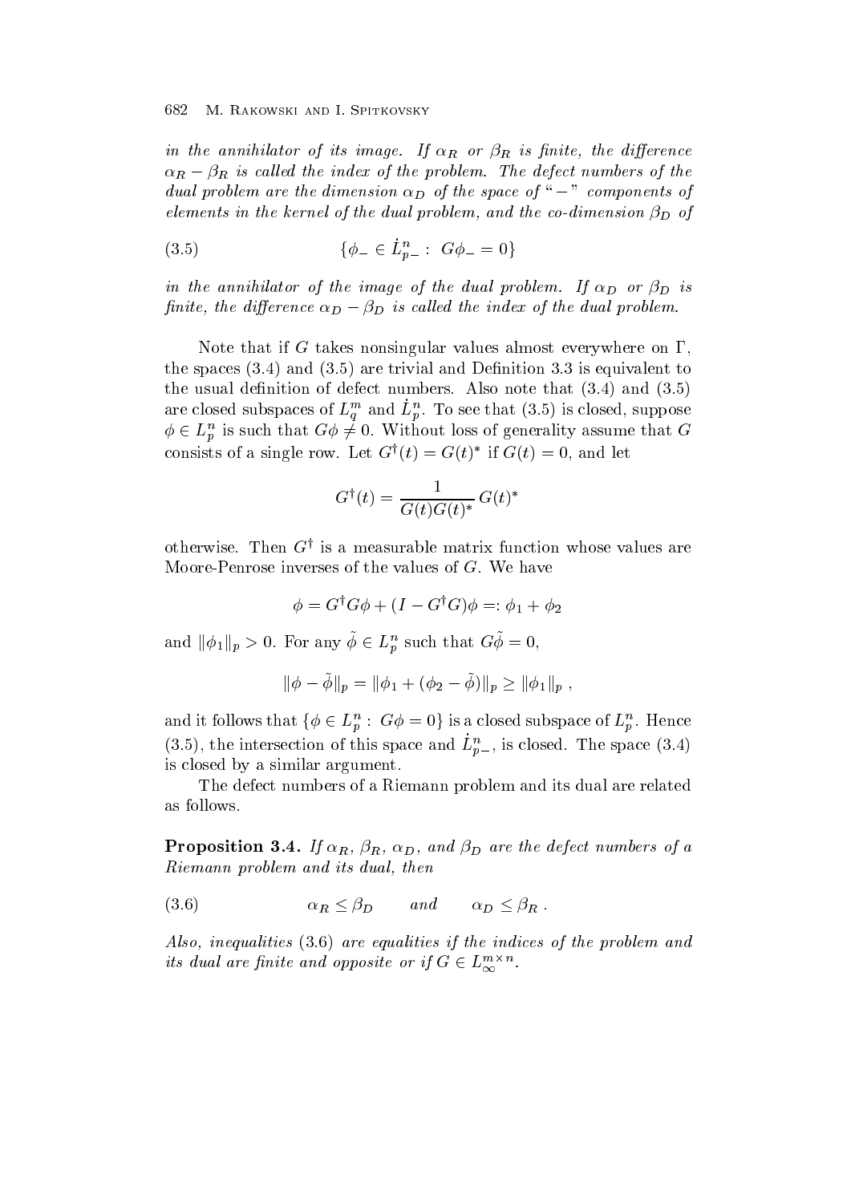*in the annihilator of its image. If $\alpha_R$ or $\beta_R$ is finite, the difference $\alpha_R - \beta_R$ is called the index of the problem. The defect numbers of the dual problem are the dimension $\alpha_D$ of the space of "$-$" components of elements in the kernel of the dual problem, and the co-dimension $\beta_D$ of*

$$\{\phi_- \in \dot{L}^n_{p-} : \; G\phi_- = 0\} \tag{3.5}$$

*in the annihilator of the image of the dual problem. If $\alpha_D$ or $\beta_D$ is finite, the difference $\alpha_D - \beta_D$ is called the index of the dual problem.*

Note that if $G$ takes nonsingular values almost everywhere on $\Gamma$, the spaces (3.4) and (3.5) are trivial and Definition 3.3 is equivalent to the usual definition of defect numbers. Also note that (3.4) and (3.5) are closed subspaces of $L^m_q$ and $\dot{L}^n_p$. To see that (3.5) is closed, suppose $\phi \in L^n_p$ is such that $G\phi \neq 0$. Without loss of generality assume that $G$ consists of a single row. Let $G^\dagger(t) = G(t)^*$ if $G(t) = 0$, and let

$$G^\dagger(t) = \frac{1}{G(t)G(t)^*}\, G(t)^*$$

otherwise. Then $G^\dagger$ is a measurable matrix function whose values are Moore-Penrose inverses of the values of $G$. We have

$$\phi = G^\dagger G\phi + (I - G^\dagger G)\phi =: \phi_1 + \phi_2$$

and $\|\phi_1\|_p > 0$. For any $\tilde{\phi} \in L^n_p$ such that $G\tilde{\phi} = 0$,

$$\|\phi - \tilde{\phi}\|_p = \|\phi_1 + (\phi_2 - \tilde{\phi})\|_p \geq \|\phi_1\|_p \,,$$

and it follows that $\{\phi \in L^n_p : \; G\phi = 0\}$ is a closed subspace of $L^n_p$. Hence (3.5), the intersection of this space and $\dot{L}^n_{p-}$, is closed. The space (3.4) is closed by a similar argument.

The defect numbers of a Riemann problem and its dual are related as follows.

**Proposition 3.4.** *If $\alpha_R$, $\beta_R$, $\alpha_D$, and $\beta_D$ are the defect numbers of a Riemann problem and its dual, then*

$$\alpha_R \leq \beta_D \qquad \text{and} \qquad \alpha_D \leq \beta_R \,. \tag{3.6}$$

*Also, inequalities (3.6) are equalities if the indices of the problem and its dual are finite and opposite or if $G \in L^{m\times n}_\infty$.*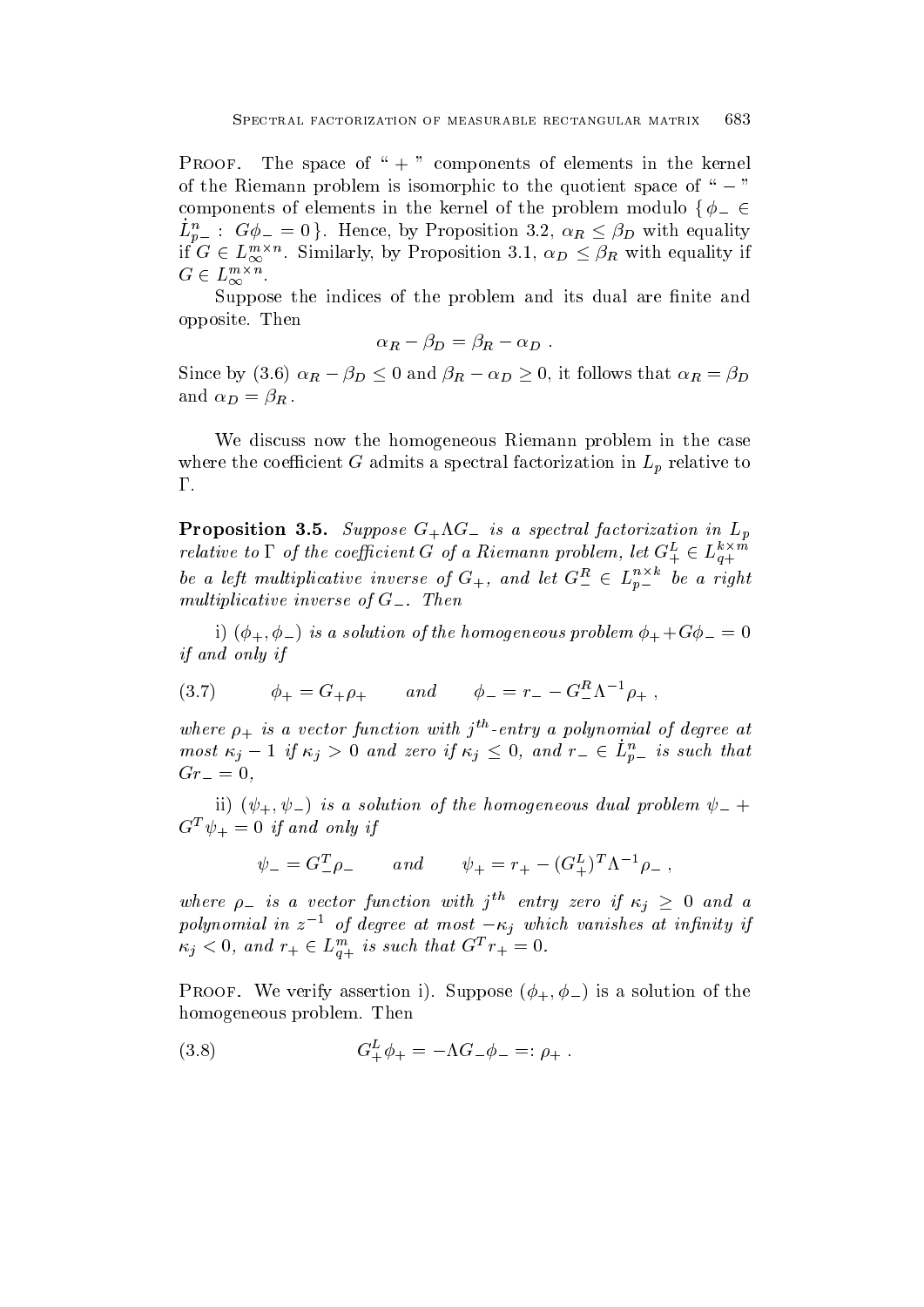PROOF. The space of " + " components of elements in the kernel of the Riemann problem is isomorphic to the quotient space of " $-$ " components of elements in the kernel of the problem modulo $\{ \phi_- \in \dot{L}^n_{p-} : G\phi_- = 0 \}$. Hence, by Proposition 3.2, $\alpha_R \le \beta_D$ with equality if $G \in L^{m\times n}_\infty$. Similarly, by Proposition 3.1, $\alpha_D \le \beta_R$ with equality if $G \in L^{m\times n}_\infty$.

Suppose the indices of the problem and its dual are finite and opposite. Then

$$\alpha_R - \beta_D = \beta_R - \alpha_D \ .$$

Since by (3.6) $\alpha_R - \beta_D \le 0$ and $\beta_R - \alpha_D \ge 0$, it follows that $\alpha_R = \beta_D$ and $\alpha_D = \beta_R$.

We discuss now the homogeneous Riemann problem in the case where the coefficient $G$ admits a spectral factorization in $L_p$ relative to $\Gamma$.

**Proposition 3.5.** *Suppose $G_+\Lambda G_-$ is a spectral factorization in $L_p$ relative to $\Gamma$ of the coefficient $G$ of a Riemann problem, let $G^L_+ \in L^{k\times m}_{q+}$ be a left multiplicative inverse of $G_+$, and let $G^R_- \in L^{n\times k}_{p-}$ be a right multiplicative inverse of $G_-$. Then*

i) *$(\phi_+, \phi_-)$ is a solution of the homogeneous problem $\phi_+ + G\phi_- = 0$ if and only if*

$$\phi_+ = G_+\rho_+ \qquad \text{and} \qquad \phi_- = r_- - G^R_-\Lambda^{-1}\rho_+ \ , \tag{3.7}$$

*where $\rho_+$ is a vector function with $j^{th}$-entry a polynomial of degree at most $\kappa_j - 1$ if $\kappa_j > 0$ and zero if $\kappa_j \le 0$, and $r_- \in \dot{L}^n_{p-}$ is such that $Gr_- = 0$,*

ii) *$(\psi_+, \psi_-)$ is a solution of the homogeneous dual problem $\psi_- + G^T\psi_+ = 0$ if and only if*

$$\psi_- = G^T_-\rho_- \qquad \text{and} \qquad \psi_+ = r_+ - (G^L_+)^T\Lambda^{-1}\rho_- \ ,$$

*where $\rho_-$ is a vector function with $j^{th}$ entry zero if $\kappa_j \ge 0$ and a polynomial in $z^{-1}$ of degree at most $-\kappa_j$ which vanishes at infinity if $\kappa_j < 0$, and $r_+ \in L^m_{q+}$ is such that $G^T r_+ = 0$.*

PROOF. We verify assertion i). Suppose $(\phi_+, \phi_-)$ is a solution of the homogeneous problem. Then

$$G^L_+\phi_+ = -\Lambda G_-\phi_- =: \rho_+ \ . \tag{3.8}$$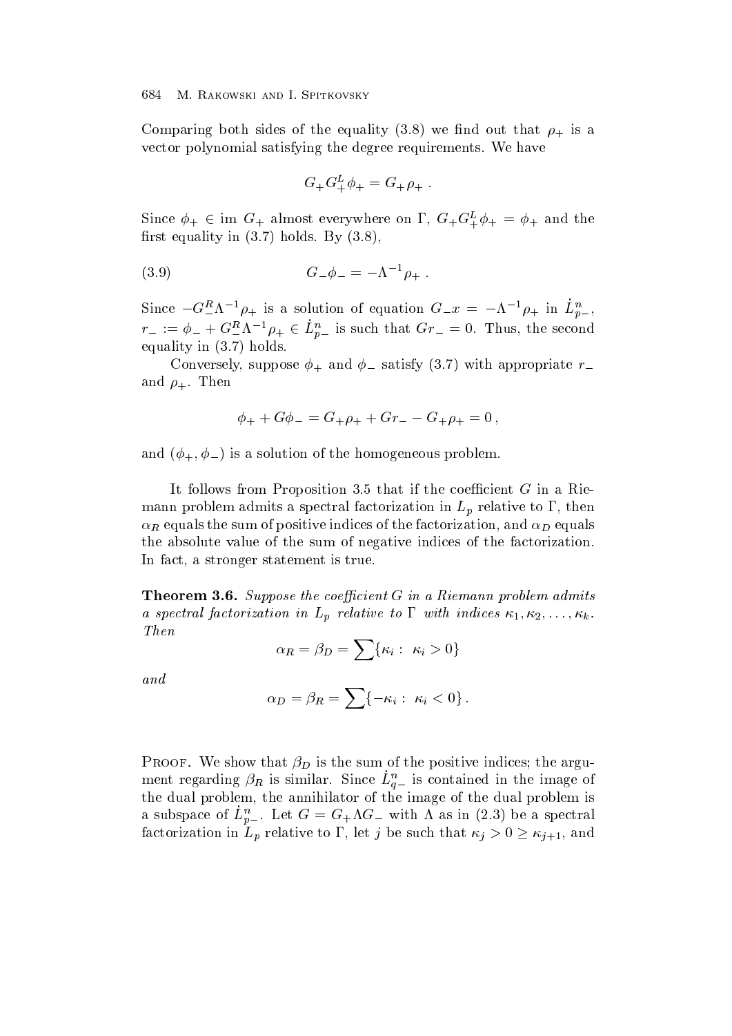Comparing both sides of the equality (3.8) we find out that $\rho_+$ is a vector polynomial satisfying the degree requirements. We have

$$G_+ G_+^L \phi_+ = G_+ \rho_+ \ .$$

Since $\phi_+ \in \operatorname{im} G_+$ almost everywhere on $\Gamma$, $G_+ G_+^L \phi_+ = \phi_+$ and the first equality in (3.7) holds. By (3.8),

$$G_- \phi_- = -\Lambda^{-1} \rho_+ \ . \tag{3.9}$$

Since $-G_-^R \Lambda^{-1} \rho_+$ is a solution of equation $G_- x = -\Lambda^{-1}\rho_+$ in $\dot{L}^n_{p-}$, $r_- := \phi_- + G_-^R \Lambda^{-1} \rho_+ \in \dot{L}^n_{p-}$ is such that $G r_- = 0$. Thus, the second equality in (3.7) holds.

Conversely, suppose $\phi_+$ and $\phi_-$ satisfy (3.7) with appropriate $r_-$ and $\rho_+$. Then

$$\phi_+ + G\phi_- = G_+\rho_+ + Gr_- - G_+\rho_+ = 0\,,$$

and $(\phi_+, \phi_-)$ is a solution of the homogeneous problem.

It follows from Proposition 3.5 that if the coefficient $G$ in a Riemann problem admits a spectral factorization in $L_p$ relative to $\Gamma$, then $\alpha_R$ equals the sum of positive indices of the factorization, and $\alpha_D$ equals the absolute value of the sum of negative indices of the factorization. In fact, a stronger statement is true.

**Theorem 3.6.** *Suppose the coefficient $G$ in a Riemann problem admits a spectral factorization in $L_p$ relative to $\Gamma$ with indices $\kappa_1, \kappa_2, \ldots, \kappa_k$. Then*

$$\alpha_R = \beta_D = \sum \{\kappa_i : \ \kappa_i > 0\}$$

*and*

$$\alpha_D = \beta_R = \sum \{-\kappa_i : \ \kappa_i < 0\}\,.$$

Proof. We show that $\beta_D$ is the sum of the positive indices; the argument regarding $\beta_R$ is similar. Since $\dot{L}^n_{q-}$ is contained in the image of the dual problem, the annihilator of the image of the dual problem is a subspace of $\dot{L}^n_{p-}$. Let $G = G_+ \Lambda G_-$ with $\Lambda$ as in (2.3) be a spectral factorization in $L_p$ relative to $\Gamma$, let $j$ be such that $\kappa_j > 0 \geq \kappa_{j+1}$, and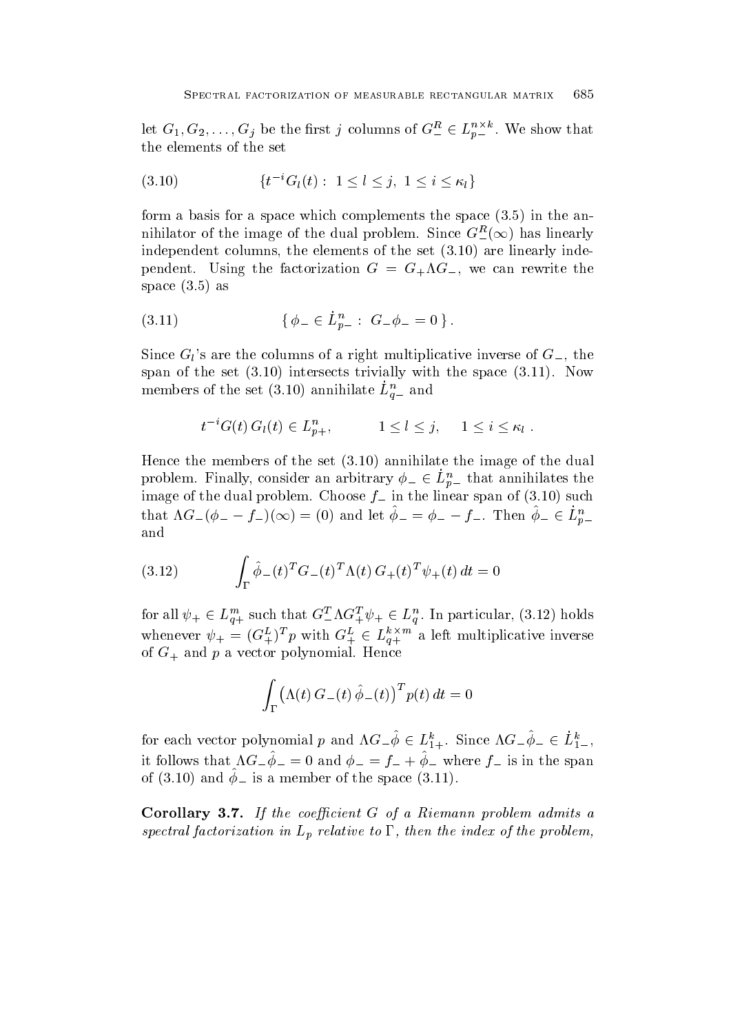let $G_1, G_2, \ldots, G_j$ be the first $j$ columns of $G_-^R \in L_{p-}^{n\times k}$. We show that the elements of the set

$$\{t^{-i} G_l(t) :\ 1 \le l \le j,\ 1 \le i \le \kappa_l\} \tag{3.10}$$

form a basis for a space which complements the space (3.5) in the annihilator of the image of the dual problem. Since $G_-^R(\infty)$ has linearly independent columns, the elements of the set (3.10) are linearly independent. Using the factorization $G = G_+ \Lambda G_-$, we can rewrite the space (3.5) as

$$\{\, \phi_- \in \dot{L}_{p-}^n :\ G_- \phi_- = 0 \,\}. \tag{3.11}$$

Since $G_l$'s are the columns of a right multiplicative inverse of $G_-$, the span of the set (3.10) intersects trivially with the space (3.11). Now members of the set (3.10) annihilate $\dot{L}_{q-}^n$ and

$$t^{-i} G(t)\, G_l(t) \in L_{p+}^n, \qquad 1 \le l \le j, \quad 1 \le i \le \kappa_l\ .$$

Hence the members of the set (3.10) annihilate the image of the dual problem. Finally, consider an arbitrary $\phi_- \in \dot{L}_{p-}^n$ that annihilates the image of the dual problem. Choose $f_-$ in the linear span of (3.10) such that $\Lambda G_-(\phi_- - f_-)(\infty) = (0)$ and let $\hat{\phi}_- = \phi_- - f_-$. Then $\hat{\phi}_- \in \dot{L}_{p-}^n$ and

$$\int_\Gamma \hat{\phi}_-(t)^T G_-(t)^T \Lambda(t)\, G_+(t)^T \psi_+(t)\, dt = 0 \tag{3.12}$$

for all $\psi_+ \in L_{q+}^m$ such that $G_-^T \Lambda G_+^T \psi_+ \in L_q^n$. In particular, (3.12) holds whenever $\psi_+ = (G_+^L)^T p$ with $G_+^L \in L_{q+}^{k\times m}$ a left multiplicative inverse of $G_+$ and $p$ a vector polynomial. Hence

$$\int_\Gamma \big(\Lambda(t)\, G_-(t)\, \hat{\phi}_-(t)\big)^T p(t)\, dt = 0$$

for each vector polynomial $p$ and $\Lambda G_- \hat{\phi} \in L_{1+}^k$. Since $\Lambda G_- \hat{\phi}_- \in \dot{L}_{1-}^k$, it follows that $\Lambda G_- \hat{\phi}_- = 0$ and $\phi_- = f_- + \hat{\phi}_-$ where $f_-$ is in the span of (3.10) and $\hat{\phi}_-$ is a member of the space (3.11).

**Corollary 3.7.** *If the coefficient $G$ of a Riemann problem admits a spectral factorization in $L_p$ relative to $\Gamma$, then the index of the problem,*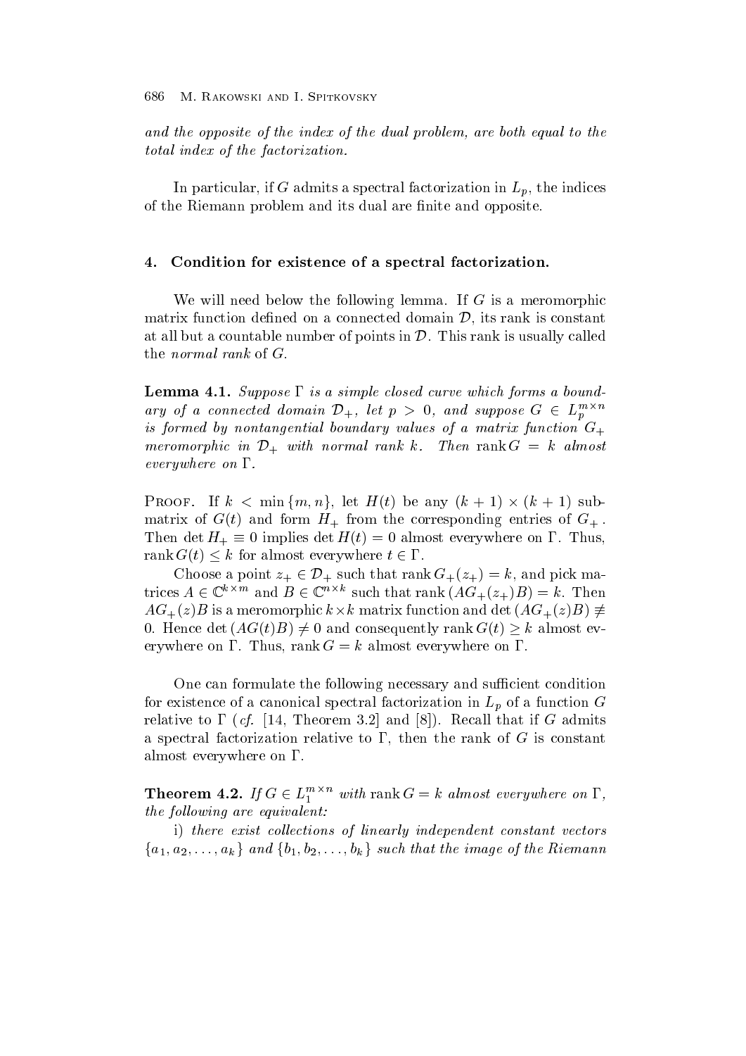*and the opposite of the index of the dual problem, are both equal to the total index of the factorization.*

In particular, if $G$ admits a spectral factorization in $L_p$, the indices of the Riemann problem and its dual are finite and opposite.

## 4. Condition for existence of a spectral factorization.

We will need below the following lemma. If $G$ is a meromorphic matrix function defined on a connected domain $\mathcal{D}$, its rank is constant at all but a countable number of points in $\mathcal{D}$. This rank is usually called the *normal rank* of $G$.

**Lemma 4.1.** *Suppose $\Gamma$ is a simple closed curve which forms a boundary of a connected domain $\mathcal{D}_+$, let $p > 0$, and suppose $G \in L_p^{m\times n}$ is formed by nontangential boundary values of a matrix function $G_+$ meromorphic in $\mathcal{D}_+$ with normal rank $k$. Then $\operatorname{rank} G = k$ almost everywhere on $\Gamma$.*

Proof. If $k < \min\{m, n\}$, let $H(t)$ be any $(k+1)\times(k+1)$ submatrix of $G(t)$ and form $H_+$ from the corresponding entries of $G_+$. Then $\det H_+ \equiv 0$ implies $\det H(t) = 0$ almost everywhere on $\Gamma$. Thus, $\operatorname{rank} G(t) \le k$ for almost everywhere $t \in \Gamma$.

Choose a point $z_+ \in \mathcal{D}_+$ such that $\operatorname{rank} G_+(z_+) = k$, and pick matrices $A \in \mathbb{C}^{k\times m}$ and $B \in \mathbb{C}^{n\times k}$ such that $\operatorname{rank}(AG_+(z_+)B) = k$. Then $AG_+(z)B$ is a meromorphic $k\times k$ matrix function and $\det(AG_+(z)B) \not\equiv 0$. Hence $\det(AG(t)B) \neq 0$ and consequently $\operatorname{rank} G(t) \ge k$ almost everywhere on $\Gamma$. Thus, $\operatorname{rank} G = k$ almost everywhere on $\Gamma$.

One can formulate the following necessary and sufficient condition for existence of a canonical spectral factorization in $L_p$ of a function $G$ relative to $\Gamma$ (*cf.* [14, Theorem 3.2] and [8]). Recall that if $G$ admits a spectral factorization relative to $\Gamma$, then the rank of $G$ is constant almost everywhere on $\Gamma$.

**Theorem 4.2.** *If $G \in L_1^{m\times n}$ with $\operatorname{rank} G = k$ almost everywhere on $\Gamma$, the following are equivalent:*

*i) there exist collections of linearly independent constant vectors $\{a_1, a_2, \ldots, a_k\}$ and $\{b_1, b_2, \ldots, b_k\}$ such that the image of the Riemann*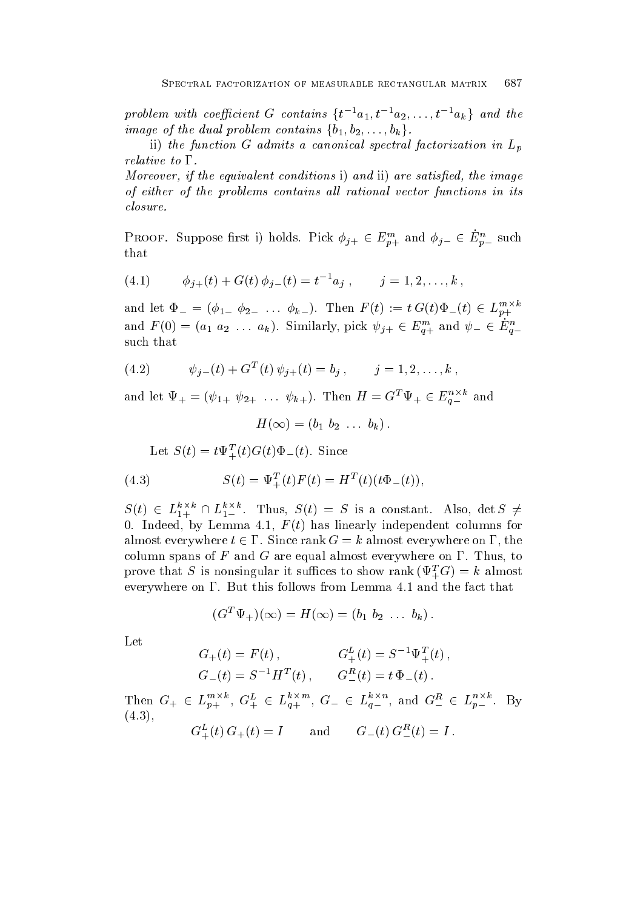*problem with coefficient $G$ contains $\{t^{-1}a_1, t^{-1}a_2, \ldots, t^{-1}a_k\}$ and the image of the dual problem contains $\{b_1, b_2, \ldots, b_k\}$.*

ii) *the function $G$ admits a canonical spectral factorization in $L_p$ relative to $\Gamma$.*

*Moreover, if the equivalent conditions* i) *and* ii) *are satisfied, the image of either of the problems contains all rational vector functions in its closure.*

Proof. Suppose first i) holds. Pick $\phi_{j+} \in E^m_{p+}$ and $\phi_{j-} \in \dot{E}^n_{p-}$ such that

$$\phi_{j+}(t) + G(t)\,\phi_{j-}(t) = t^{-1}a_j\,, \qquad j = 1, 2, \ldots, k\,, \tag{4.1}$$

and let $\Phi_- = (\phi_{1-}\ \phi_{2-}\ \ldots\ \phi_{k-})$. Then $F(t) := t\,G(t)\Phi_-(t) \in L^{m\times k}_{p+}$ and $F(0) = (a_1\ a_2\ \ldots\ a_k)$. Similarly, pick $\psi_{j+} \in E^m_{q+}$ and $\psi_- \in \dot{E}^n_{q-}$ such that

$$\psi_{j-}(t) + G^T(t)\,\psi_{j+}(t) = b_j\,, \qquad j = 1, 2, \ldots, k\,, \tag{4.2}$$

and let $\Psi_+ = (\psi_{1+}\ \psi_{2+}\ \ldots\ \psi_{k+})$. Then $H = G^T\Psi_+ \in E^{n\times k}_{q-}$ and

$$H(\infty) = (b_1\ b_2\ \ldots\ b_k)\,.$$

Let $S(t) = t\Psi_+^T(t)G(t)\Phi_-(t)$. Since

$$S(t) = \Psi_+^T(t)F(t) = H^T(t)(t\Phi_-(t)), \tag{4.3}$$

$S(t) \in L^{k\times k}_{1+} \cap L^{k\times k}_{1-}$. Thus, $S(t) = S$ is a constant. Also, $\det S \neq 0$. Indeed, by Lemma 4.1, $F(t)$ has linearly independent columns for almost everywhere $t \in \Gamma$. Since $\operatorname{rank} G = k$ almost everywhere on $\Gamma$, the column spans of $F$ and $G$ are equal almost everywhere on $\Gamma$. Thus, to prove that $S$ is nonsingular it suffices to show $\operatorname{rank}(\Psi_+^T G) = k$ almost everywhere on $\Gamma$. But this follows from Lemma 4.1 and the fact that

$$(G^T\Psi_+)(\infty) = H(\infty) = (b_1\ b_2\ \ldots\ b_k)\,.$$

Let

$$G_+(t) = F(t)\,, \qquad G_+^L(t) = S^{-1}\Psi_+^T(t)\,,$$
$$G_-(t) = S^{-1}H^T(t)\,, \qquad G_-^R(t) = t\,\Phi_-(t)\,.$$

Then $G_+ \in L^{m\times k}_{p+}$, $G_+^L \in L^{k\times m}_{q+}$, $G_- \in L^{k\times n}_{q-}$, and $G_-^R \in L^{n\times k}_{p-}$. By (4.3),

$$G_+^L(t)\,G_+(t) = I \qquad \text{and} \qquad G_-(t)\,G_-^R(t) = I\,.$$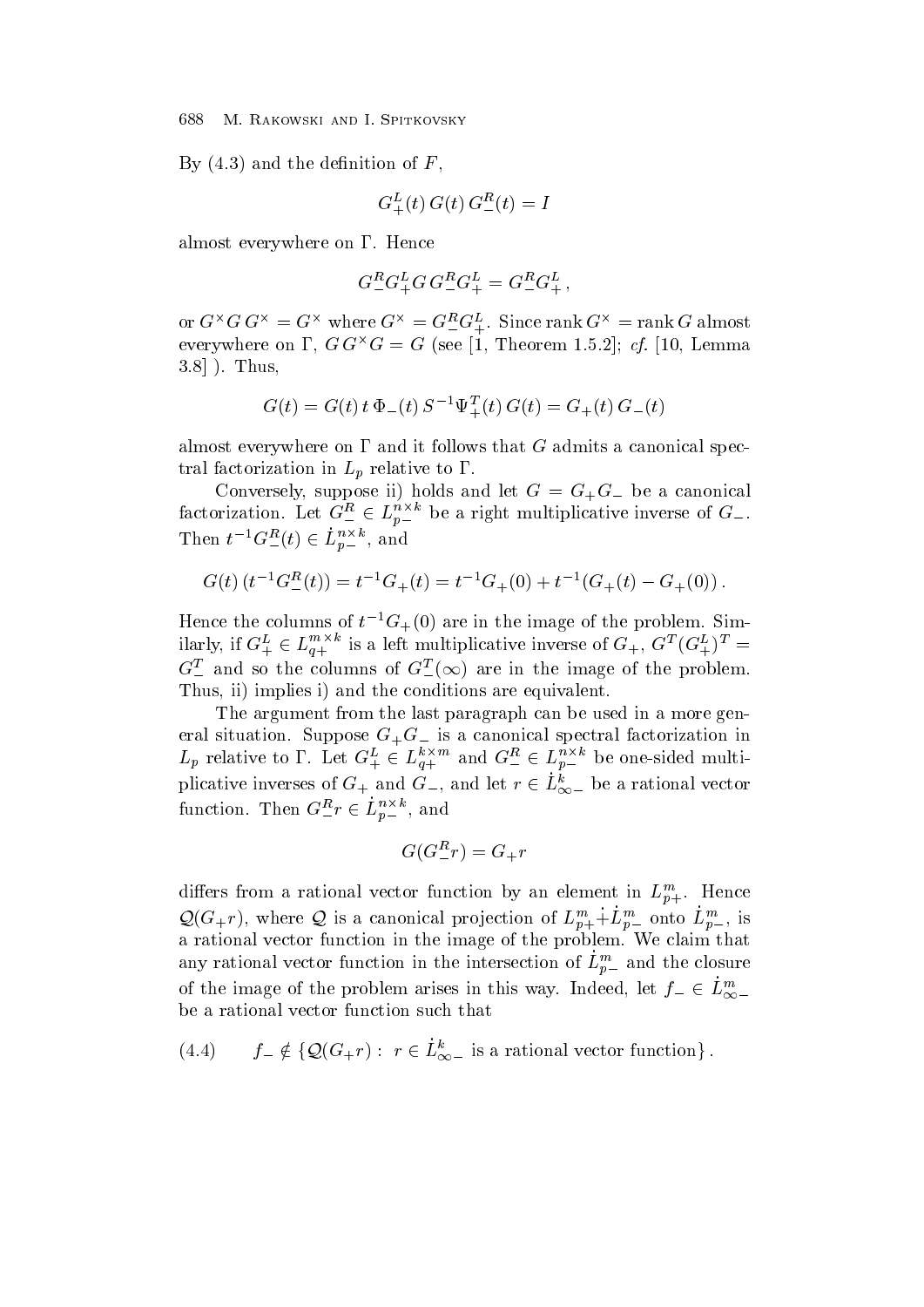By (4.3) and the definition of $F$,

$$G_+^L(t)\, G(t)\, G_-^R(t) = I$$

almost everywhere on $\Gamma$. Hence

$$G_-^R G_+^L G\, G_-^R G_+^L = G_-^R G_+^L\,,$$

or $G^\times G\, G^\times = G^\times$ where $G^\times = G_-^R G_+^L$. Since $\operatorname{rank} G^\times = \operatorname{rank} G$ almost everywhere on $\Gamma$, $G\, G^\times G = G$ (see [1, Theorem 1.5.2]; *cf.* [10, Lemma 3.8] ). Thus,

$$G(t) = G(t)\, t\, \Phi_-(t)\, S^{-1} \Psi_+^T(t)\, G(t) = G_+(t)\, G_-(t)$$

almost everywhere on $\Gamma$ and it follows that $G$ admits a canonical spectral factorization in $L_p$ relative to $\Gamma$.

Conversely, suppose ii) holds and let $G = G_+ G_-$ be a canonical factorization. Let $G_-^R \in L_{p-}^{n \times k}$ be a right multiplicative inverse of $G_-$. Then $t^{-1} G_-^R(t) \in \dot{L}_{p-}^{n\times k}$, and

$$G(t)\, (t^{-1} G_-^R(t)) = t^{-1} G_+(t) = t^{-1} G_+(0) + t^{-1}(G_+(t) - G_+(0))\,.$$

Hence the columns of $t^{-1} G_+(0)$ are in the image of the problem. Similarly, if $G_+^L \in L_{q+}^{m\times k}$ is a left multiplicative inverse of $G_+$, $G^T (G_+^L)^T = G_-^T$ and so the columns of $G_-^T(\infty)$ are in the image of the problem. Thus, ii) implies i) and the conditions are equivalent.

The argument from the last paragraph can be used in a more general situation. Suppose $G_+ G_-$ is a canonical spectral factorization in $L_p$ relative to $\Gamma$. Let $G_+^L \in L_{q+}^{k\times m}$ and $G_-^R \in L_{p-}^{n\times k}$ be one-sided multiplicative inverses of $G_+$ and $G_-$, and let $r \in \dot{L}_{\infty -}^k$ be a rational vector function. Then $G_-^R r \in \dot{L}_{p-}^{n\times k}$, and

$$G(G_-^R r) = G_+ r$$

differs from a rational vector function by an element in $L_{p+}^m$. Hence $\mathcal{Q}(G_+ r)$, where $\mathcal{Q}$ is a canonical projection of $L_{p+}^m \dot{+} \dot{L}_{p-}^m$ onto $\dot{L}_{p-}^m$, is a rational vector function in the image of the problem. We claim that any rational vector function in the intersection of $\dot{L}_{p-}^m$ and the closure of the image of the problem arises in this way. Indeed, let $f_- \in \dot{L}_{\infty -}^m$ be a rational vector function such that

$$f_- \notin \{ \mathcal{Q}(G_+ r) :\ r \in \dot{L}_{\infty -}^k \text{ is a rational vector function} \}\,. \tag{4.4}$$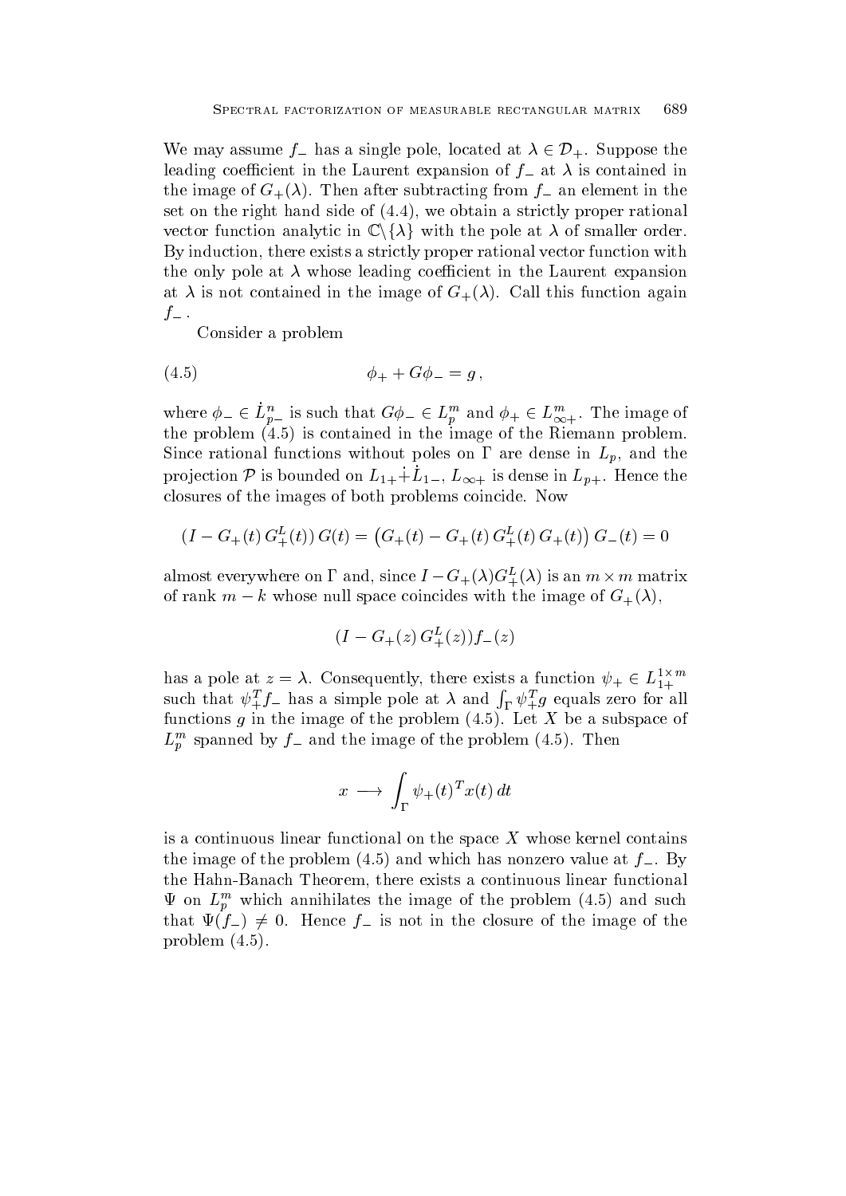We may assume $f_-$ has a single pole, located at $\lambda \in \mathcal{D}_+$. Suppose the leading coefficient in the Laurent expansion of $f_-$ at $\lambda$ is contained in the image of $G_+(\lambda)$. Then after subtracting from $f_-$ an element in the set on the right hand side of (4.4), we obtain a strictly proper rational vector function analytic in $\mathbb{C}\backslash\{\lambda\}$ with the pole at $\lambda$ of smaller order. By induction, there exists a strictly proper rational vector function with the only pole at $\lambda$ whose leading coefficient in the Laurent expansion at $\lambda$ is not contained in the image of $G_+(\lambda)$. Call this function again $f_-$.

Consider a problem

$$\phi_+ + G\phi_- = g\,, \tag{4.5}$$

where $\phi_- \in \dot{L}^n_{p-}$ is such that $G\phi_- \in L^m_p$ and $\phi_+ \in L^m_{\infty+}$. The image of the problem (4.5) is contained in the image of the Riemann problem. Since rational functions without poles on $\Gamma$ are dense in $L_p$, and the projection $\mathcal{P}$ is bounded on $L_{1+}\dot{+}\dot{L}_{1-}$, $L_{\infty+}$ is dense in $L_{p+}$. Hence the closures of the images of both problems coincide. Now

$$(I - G_+(t)\,G^L_+(t))\,G(t) = \big(G_+(t) - G_+(t)\,G^L_+(t)\,G_+(t)\big)\,G_-(t) = 0$$

almost everywhere on $\Gamma$ and, since $I - G_+(\lambda)G^L_+(\lambda)$ is an $m\times m$ matrix of rank $m-k$ whose null space coincides with the image of $G_+(\lambda)$,

$$(I - G_+(z)\,G^L_+(z))f_-(z)$$

has a pole at $z=\lambda$. Consequently, there exists a function $\psi_+ \in L^{1\times m}_{1+}$ such that $\psi_+^T f_-$ has a simple pole at $\lambda$ and $\int_\Gamma \psi_+^T g$ equals zero for all functions $g$ in the image of the problem (4.5). Let $X$ be a subspace of $L^m_p$ spanned by $f_-$ and the image of the problem (4.5). Then

$$x \longrightarrow \int_\Gamma \psi_+(t)^T x(t)\,dt$$

is a continuous linear functional on the space $X$ whose kernel contains the image of the problem (4.5) and which has nonzero value at $f_-$. By the Hahn-Banach Theorem, there exists a continuous linear functional $\Psi$ on $L^m_p$ which annihilates the image of the problem (4.5) and such that $\Psi(f_-) \neq 0$. Hence $f_-$ is not in the closure of the image of the problem (4.5).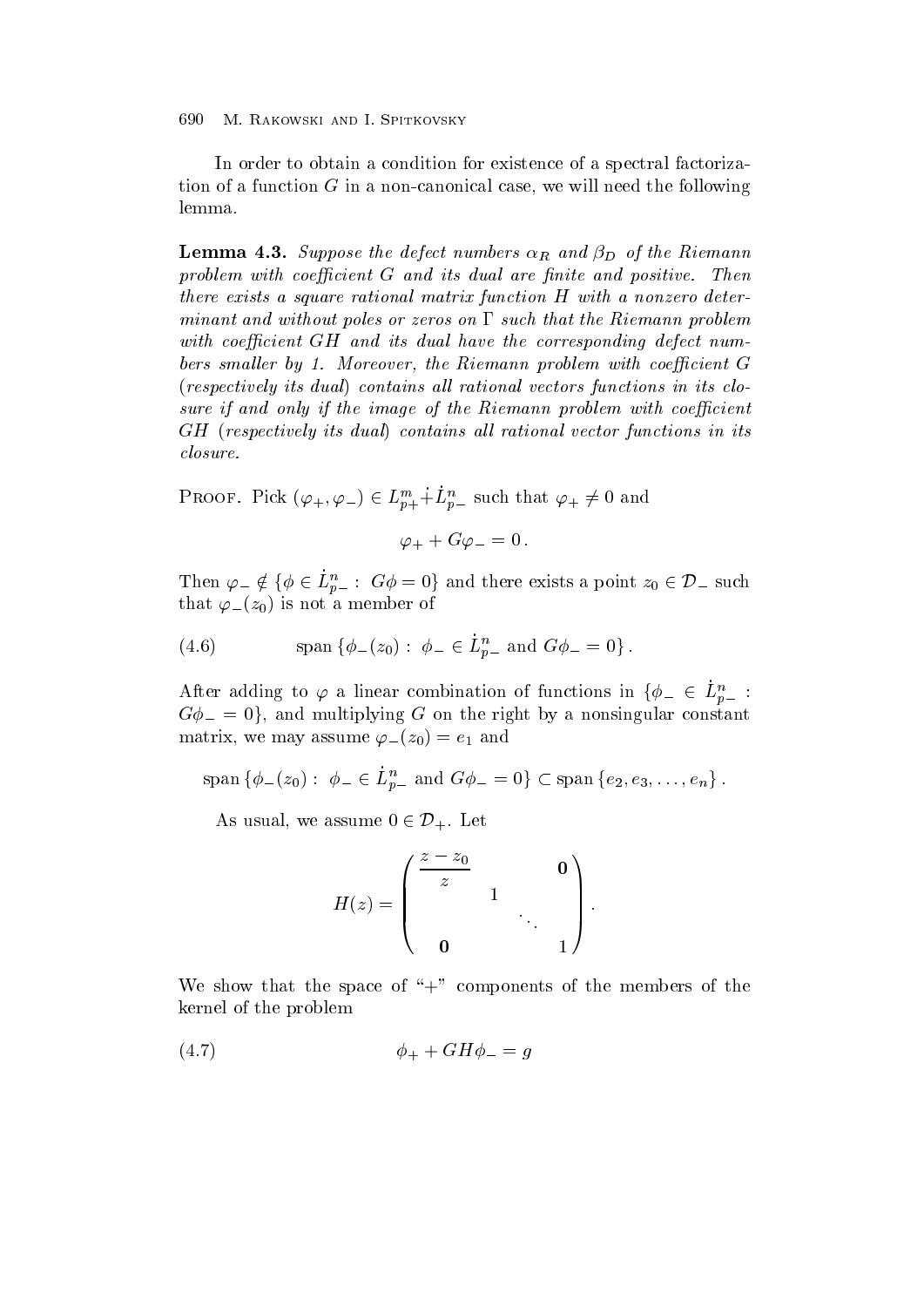In order to obtain a condition for existence of a spectral factorization of a function $G$ in a non-canonical case, we will need the following lemma.

**Lemma 4.3.** *Suppose the defect numbers $\alpha_R$ and $\beta_D$ of the Riemann problem with coefficient $G$ and its dual are finite and positive. Then there exists a square rational matrix function $H$ with a nonzero determinant and without poles or zeros on $\Gamma$ such that the Riemann problem with coefficient $GH$ and its dual have the corresponding defect numbers smaller by 1. Moreover, the Riemann problem with coefficient $G$ (respectively its dual) contains all rational vectors functions in its closure if and only if the image of the Riemann problem with coefficient $GH$ (respectively its dual) contains all rational vector functions in its closure.*

Proof. Pick $(\varphi_+, \varphi_-) \in L^m_{p+} \dot{+} \dot{L}^n_{p-}$ such that $\varphi_+ \neq 0$ and

$$\varphi_+ + G\varphi_- = 0\,.$$

Then $\varphi_- \notin \{\phi \in \dot{L}^n_{p-} : \ G\phi = 0\}$ and there exists a point $z_0 \in \mathcal{D}_-$ such that $\varphi_-(z_0)$ is not a member of

$$\text{span}\,\{\phi_-(z_0) : \ \phi_- \in \dot{L}^n_{p-} \text{ and } G\phi_- = 0\}\,. \tag{4.6}$$

After adding to $\varphi$ a linear combination of functions in $\{\phi_- \in \dot{L}^n_{p-} : G\phi_- = 0\}$, and multiplying $G$ on the right by a nonsingular constant matrix, we may assume $\varphi_-(z_0) = e_1$ and

$$\text{span}\,\{\phi_-(z_0) : \ \phi_- \in \dot{L}^n_{p-} \text{ and } G\phi_- = 0\} \subset \text{span}\,\{e_2, e_3, \ldots, e_n\}\,.$$

As usual, we assume $0 \in \mathcal{D}_+$. Let

$$H(z) = \begin{pmatrix} \dfrac{z - z_0}{z} & & \mathbf{0} \\ & 1 & \\ & & \ddots & \\ \mathbf{0} & & & 1 \end{pmatrix}.$$

We show that the space of "+" components of the members of the kernel of the problem

$$\phi_+ + GH\phi_- = g \tag{4.7}$$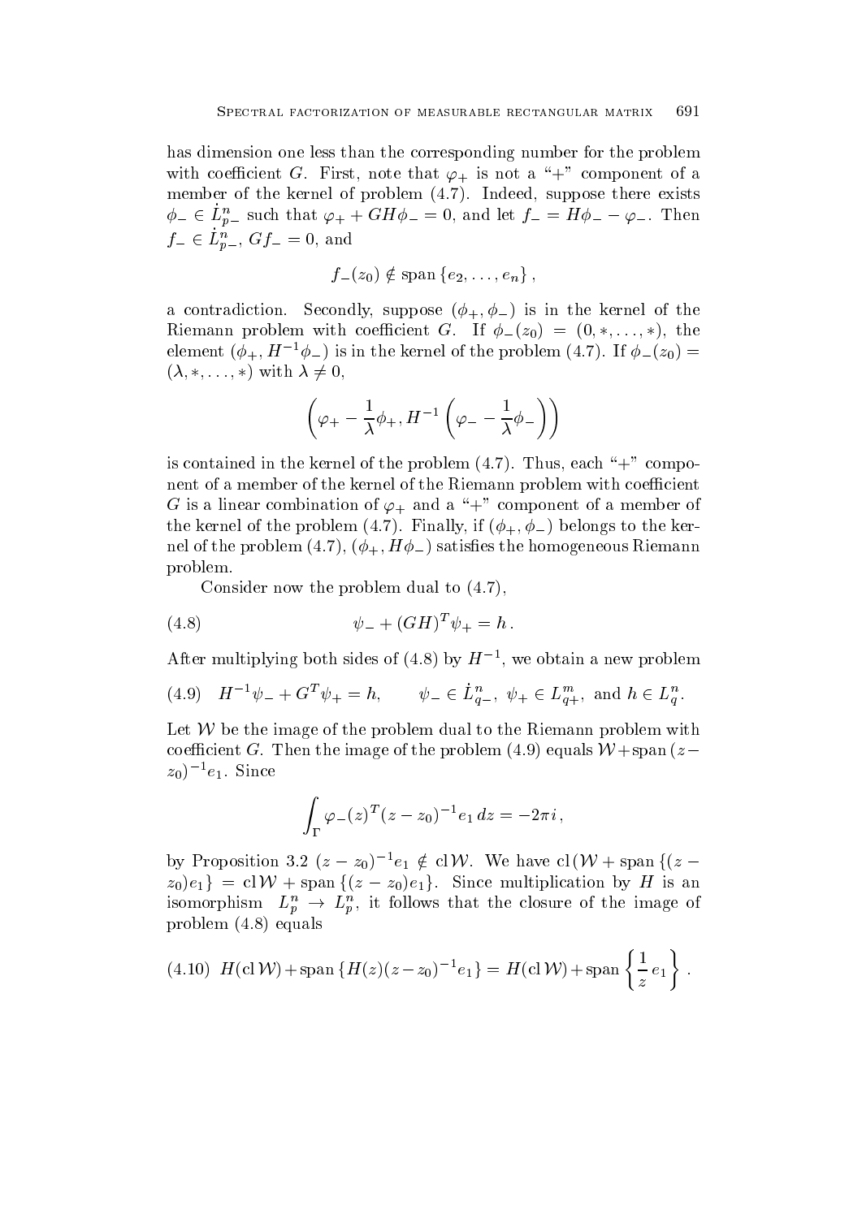has dimension one less than the corresponding number for the problem with coefficient $G$. First, note that $\varphi_+$ is not a "+" component of a member of the kernel of problem (4.7). Indeed, suppose there exists $\phi_- \in \dot{L}^n_{p-}$ such that $\varphi_+ + GH\phi_- = 0$, and let $f_- = H\phi_- - \varphi_-$. Then $f_- \in \dot{L}^n_{p-}$, $Gf_- = 0$, and

$$f_-(z_0) \notin \operatorname{span}\{e_2, \ldots, e_n\},$$

a contradiction. Secondly, suppose $(\phi_+, \phi_-)$ is in the kernel of the Riemann problem with coefficient $G$. If $\phi_-(z_0) = (0, *, \ldots, *)$, the element $(\phi_+, H^{-1}\phi_-)$ is in the kernel of the problem (4.7). If $\phi_-(z_0) = (\lambda, *, \ldots, *)$ with $\lambda \neq 0$,

$$\left(\varphi_+ - \frac{1}{\lambda}\phi_+, H^{-1}\left(\varphi_- - \frac{1}{\lambda}\phi_-\right)\right)$$

is contained in the kernel of the problem (4.7). Thus, each "+" component of a member of the kernel of the Riemann problem with coefficient $G$ is a linear combination of $\varphi_+$ and a "+" component of a member of the kernel of the problem (4.7). Finally, if $(\phi_+, \phi_-)$ belongs to the kernel of the problem (4.7), $(\phi_+, H\phi_-)$ satisfies the homogeneous Riemann problem.

Consider now the problem dual to (4.7),

$$\psi_- + (GH)^T\psi_+ = h. \tag{4.8}$$

After multiplying both sides of (4.8) by $H^{-1}$, we obtain a new problem

$$H^{-1}\psi_- + G^T\psi_+ = h, \qquad \psi_- \in \dot{L}^n_{q-},\ \psi_+ \in L^m_{q+},\ \text{and } h \in L^n_q. \tag{4.9}$$

Let $\mathcal{W}$ be the image of the problem dual to the Riemann problem with coefficient $G$. Then the image of the problem (4.9) equals $\mathcal{W} + \operatorname{span}(z - z_0)^{-1}e_1$. Since

$$\int_\Gamma \varphi_-(z)^T(z - z_0)^{-1}e_1\, dz = -2\pi i,$$

by Proposition 3.2 $(z - z_0)^{-1}e_1 \notin \operatorname{cl}\mathcal{W}$. We have $\operatorname{cl}(\mathcal{W} + \operatorname{span}\{(z - z_0)e_1\} = \operatorname{cl}\mathcal{W} + \operatorname{span}\{(z - z_0)e_1\}$. Since multiplication by $H$ is an isomorphism $L^n_p \to L^n_p$, it follows that the closure of the image of problem (4.8) equals

$$H(\operatorname{cl}\mathcal{W}) + \operatorname{span}\{H(z)(z - z_0)^{-1}e_1\} = H(\operatorname{cl}\mathcal{W}) + \operatorname{span}\left\{\frac{1}{z}e_1\right\}. \tag{4.10}$$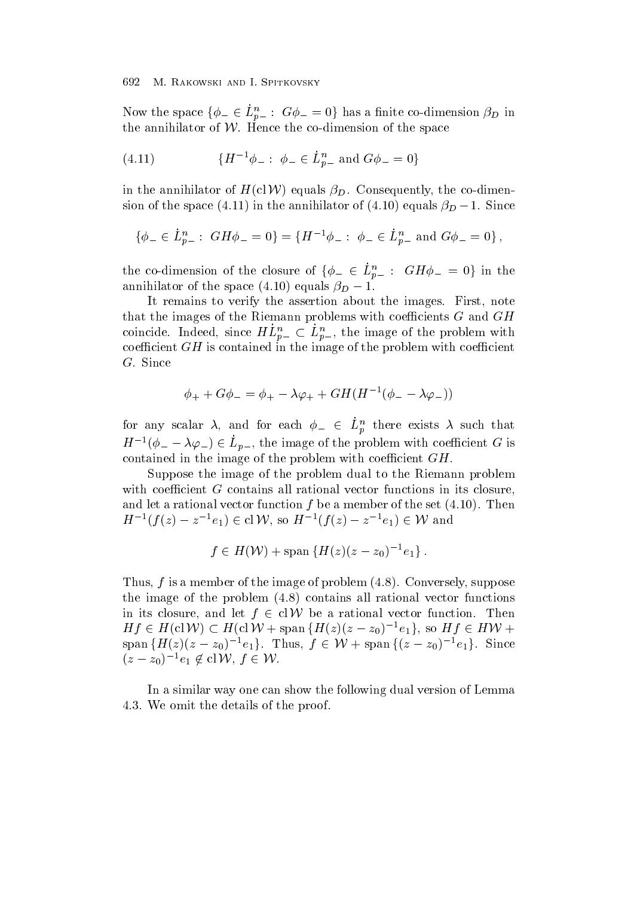Now the space $\{\phi_- \in \dot{L}^n_{p-} : \ G\phi_- = 0\}$ has a finite co-dimension $\beta_D$ in the annihilator of $\mathcal{W}$. Hence the co-dimension of the space

$$
\{H^{-1}\phi_- : \ \phi_- \in \dot{L}^n_{p-} \text{ and } G\phi_- = 0\} \tag{4.11}
$$

in the annihilator of $H(\mathrm{cl}\,\mathcal{W})$ equals $\beta_D$. Consequently, the co-dimension of the space (4.11) in the annihilator of (4.10) equals $\beta_D - 1$. Since

$$
\{\phi_- \in \dot{L}^n_{p-} : \ GH\phi_- = 0\} = \{H^{-1}\phi_- : \ \phi_- \in \dot{L}^n_{p-} \text{ and } G\phi_- = 0\},
$$

the co-dimension of the closure of $\{\phi_- \in \dot{L}^n_{p-} : \ GH\phi_- = 0\}$ in the annihilator of the space (4.10) equals $\beta_D - 1$.

It remains to verify the assertion about the images. First, note that the images of the Riemann problems with coefficients $G$ and $GH$ coincide. Indeed, since $H\dot{L}^n_{p-} \subset \dot{L}^n_{p-}$, the image of the problem with coefficient $GH$ is contained in the image of the problem with coefficient $G$. Since

$$
\phi_+ + G\phi_- = \phi_+ - \lambda\varphi_+ + GH(H^{-1}(\phi_- - \lambda\varphi_-))
$$

for any scalar $\lambda$, and for each $\phi_- \in \dot{L}^n_p$ there exists $\lambda$ such that $H^{-1}(\phi_- - \lambda\varphi_-) \in \dot{L}_{p-}$, the image of the problem with coefficient $G$ is contained in the image of the problem with coefficient $GH$.

Suppose the image of the problem dual to the Riemann problem with coefficient $G$ contains all rational vector functions in its closure, and let a rational vector function $f$ be a member of the set (4.10). Then $H^{-1}(f(z) - z^{-1}e_1) \in \mathrm{cl}\,\mathcal{W}$, so $H^{-1}(f(z) - z^{-1}e_1) \in \mathcal{W}$ and

$$
f \in H(\mathcal{W}) + \mathrm{span}\,\{H(z)(z - z_0)^{-1}e_1\}.
$$

Thus, $f$ is a member of the image of problem (4.8). Conversely, suppose the image of the problem (4.8) contains all rational vector functions in its closure, and let $f \in \mathrm{cl}\,\mathcal{W}$ be a rational vector function. Then $Hf \in H(\mathrm{cl}\,\mathcal{W}) \subset H(\mathrm{cl}\,\mathcal{W} + \mathrm{span}\,\{H(z)(z - z_0)^{-1}e_1\}$, so $Hf \in H\mathcal{W} + \mathrm{span}\,\{H(z)(z - z_0)^{-1}e_1\}$. Thus, $f \in \mathcal{W} + \mathrm{span}\,\{(z - z_0)^{-1}e_1\}$. Since $(z - z_0)^{-1}e_1 \notin \mathrm{cl}\,\mathcal{W}$, $f \in \mathcal{W}$.

In a similar way one can show the following dual version of Lemma 4.3. We omit the details of the proof.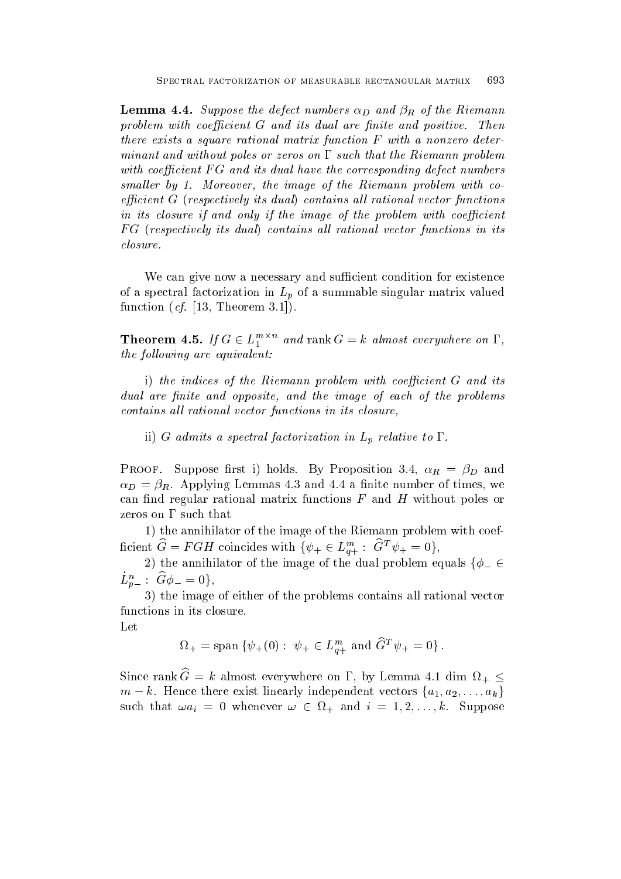**Lemma 4.4.** *Suppose the defect numbers $\alpha_D$ and $\beta_R$ of the Riemann problem with coefficient $G$ and its dual are finite and positive. Then there exists a square rational matrix function $F$ with a nonzero determinant and without poles or zeros on $\Gamma$ such that the Riemann problem with coefficient $FG$ and its dual have the corresponding defect numbers smaller by 1. Moreover, the image of the Riemann problem with coefficient $G$ (respectively its dual) contains all rational vector functions in its closure if and only if the image of the problem with coefficient $FG$ (respectively its dual) contains all rational vector functions in its closure.*

We can give now a necessary and sufficient condition for existence of a spectral factorization in $L_p$ of a summable singular matrix valued function (*cf.* [13, Theorem 3.1]).

**Theorem 4.5.** *If $G \in L_1^{m\times n}$ and $\operatorname{rank} G = k$ almost everywhere on $\Gamma$, the following are equivalent:*

*i) the indices of the Riemann problem with coefficient $G$ and its dual are finite and opposite, and the image of each of the problems contains all rational vector functions in its closure,*

*ii) $G$ admits a spectral factorization in $L_p$ relative to $\Gamma$.*

Proof. Suppose first i) holds. By Proposition 3.4, $\alpha_R = \beta_D$ and $\alpha_D = \beta_R$. Applying Lemmas 4.3 and 4.4 a finite number of times, we can find regular rational matrix functions $F$ and $H$ without poles or zeros on $\Gamma$ such that

1) the annihilator of the image of the Riemann problem with coefficient $\widehat{G} = FGH$ coincides with $\{\psi_+ \in L_{q+}^m : \widehat{G}^T\psi_+ = 0\}$,

2) the annihilator of the image of the dual problem equals $\{\phi_- \in \dot{L}_{p-}^n : \widehat{G}\phi_- = 0\}$,

3) the image of either of the problems contains all rational vector functions in its closure.

Let

$$\Omega_+ = \operatorname{span}\{\psi_+(0) : \psi_+ \in L_{q+}^m \text{ and } \widehat{G}^T\psi_+ = 0\}.$$

Since $\operatorname{rank}\widehat{G} = k$ almost everywhere on $\Gamma$, by Lemma 4.1 $\dim\,\Omega_+ \leq m-k$. Hence there exist linearly independent vectors $\{a_1, a_2, \ldots, a_k\}$ such that $\omega a_i = 0$ whenever $\omega \in \Omega_+$ and $i = 1, 2, \ldots, k$. Suppose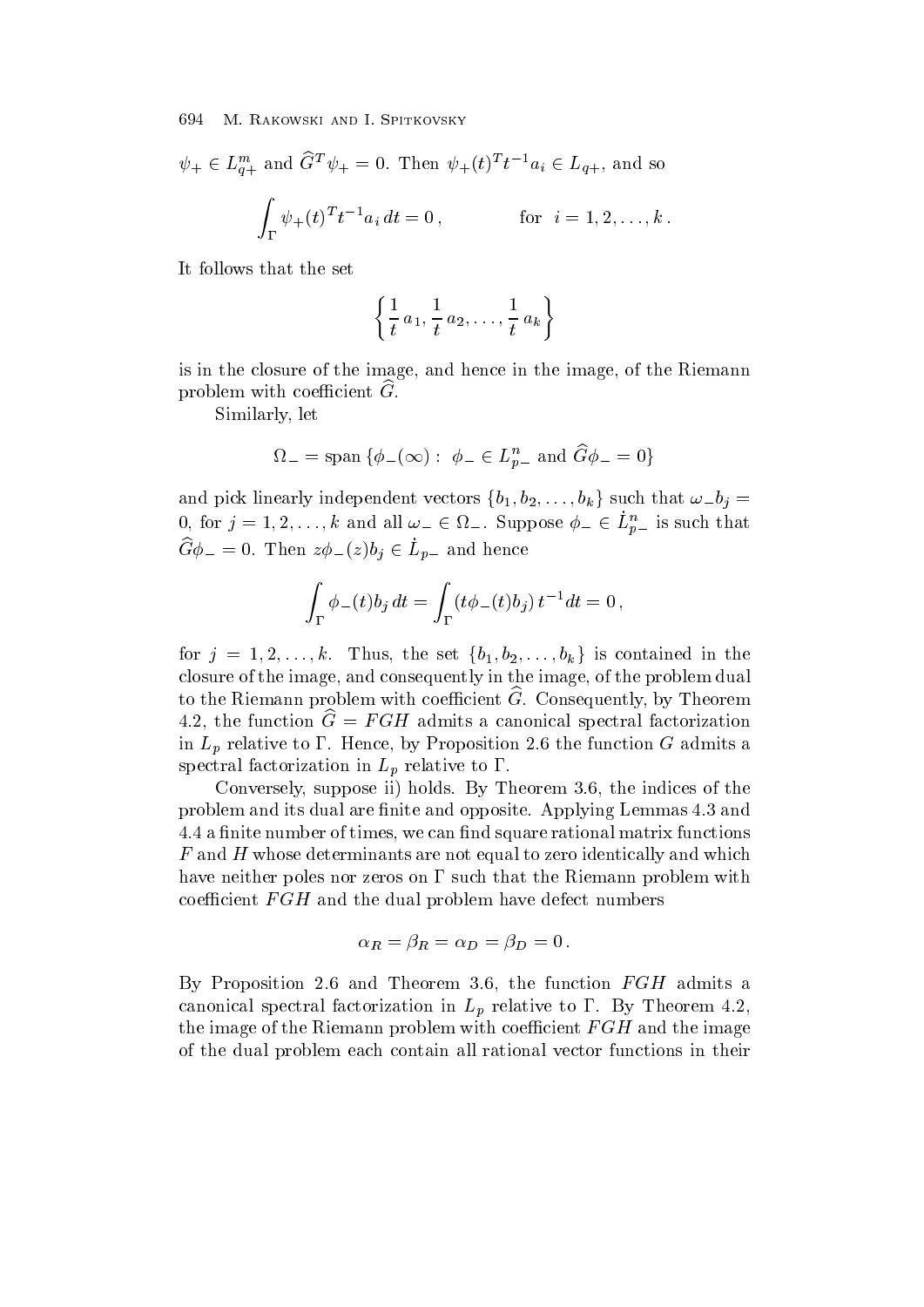$\psi_+ \in L^m_{q+}$ and $\widehat{G}^T \psi_+ = 0$. Then $\psi_+(t)^T t^{-1} a_i \in L_{q+}$, and so

$$\int_\Gamma \psi_+(t)^T t^{-1} a_i \, dt = 0\,, \qquad\qquad \text{for} \;\; i = 1, 2, \ldots, k\,.$$

It follows that the set

$$\left\{ \frac{1}{t}\, a_1, \frac{1}{t}\, a_2, \ldots, \frac{1}{t}\, a_k \right\}$$

is in the closure of the image, and hence in the image, of the Riemann problem with coefficient $\widehat{G}$.

Similarly, let

$$\Omega_- = \operatorname{span}\{\phi_-(\infty) : \; \phi_- \in L^n_{p-} \text{ and } \widehat{G}\phi_- = 0\}$$

and pick linearly independent vectors $\{b_1, b_2, \ldots, b_k\}$ such that $\omega_- b_j = 0$, for $j = 1, 2, \ldots, k$ and all $\omega_- \in \Omega_-$. Suppose $\phi_- \in \dot{L}^n_{p-}$ is such that $\widehat{G}\phi_- = 0$. Then $z\phi_-(z) b_j \in \dot{L}_{p-}$ and hence

$$\int_\Gamma \phi_-(t) b_j \, dt = \int_\Gamma \left( t\phi_-(t) b_j \right) t^{-1} dt = 0\,,$$

for $j = 1, 2, \ldots, k$. Thus, the set $\{b_1, b_2, \ldots, b_k\}$ is contained in the closure of the image, and consequently in the image, of the problem dual to the Riemann problem with coefficient $\widehat{G}$. Consequently, by Theorem 4.2, the function $\widehat{G} = FGH$ admits a canonical spectral factorization in $L_p$ relative to $\Gamma$. Hence, by Proposition 2.6 the function $G$ admits a spectral factorization in $L_p$ relative to $\Gamma$.

Conversely, suppose ii) holds. By Theorem 3.6, the indices of the problem and its dual are finite and opposite. Applying Lemmas 4.3 and 4.4 a finite number of times, we can find square rational matrix functions $F$ and $H$ whose determinants are not equal to zero identically and which have neither poles nor zeros on $\Gamma$ such that the Riemann problem with coefficient $FGH$ and the dual problem have defect numbers

$$\alpha_R = \beta_R = \alpha_D = \beta_D = 0\,.$$

By Proposition 2.6 and Theorem 3.6, the function $FGH$ admits a canonical spectral factorization in $L_p$ relative to $\Gamma$. By Theorem 4.2, the image of the Riemann problem with coefficient $FGH$ and the image of the dual problem each contain all rational vector functions in their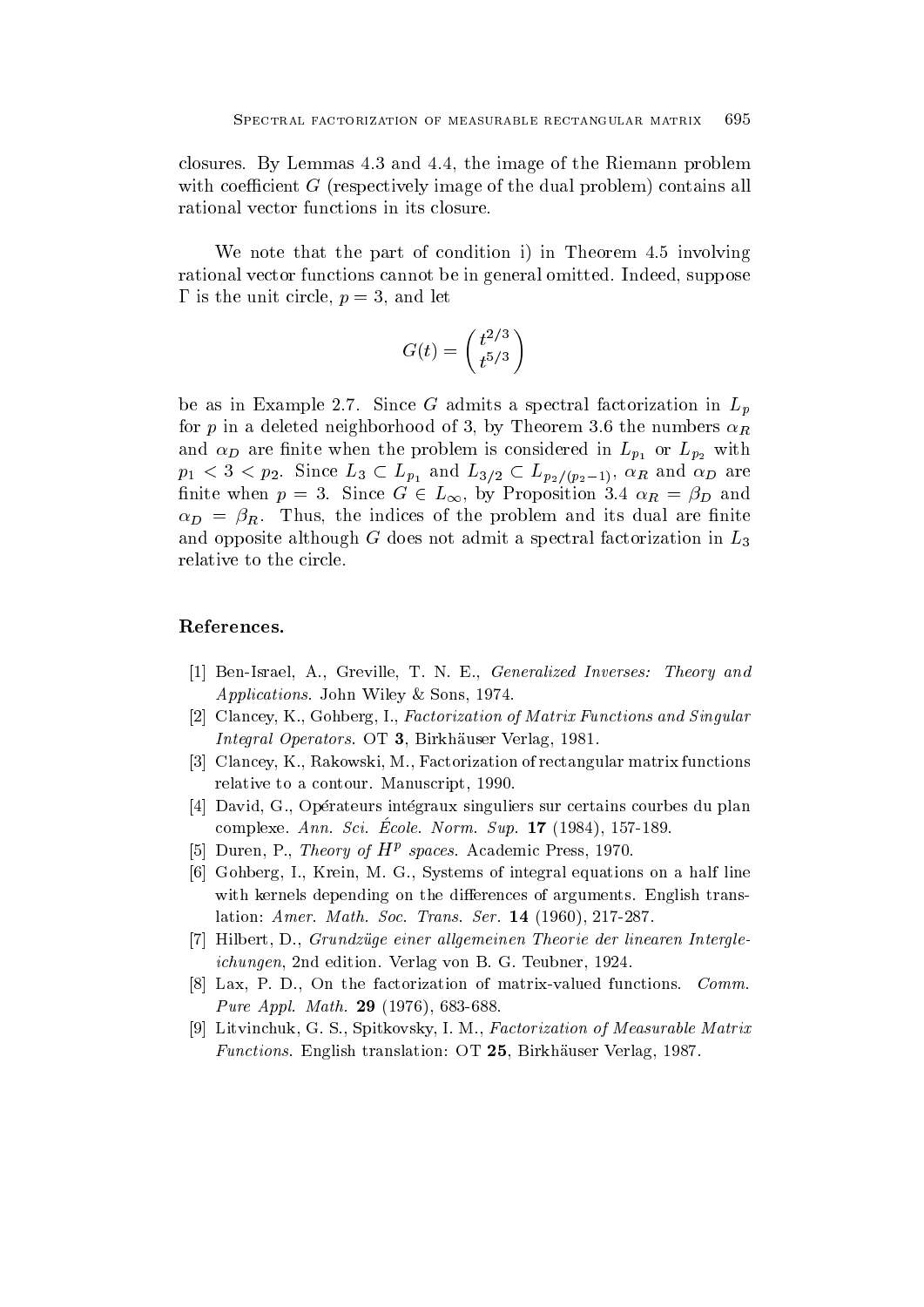closures. By Lemmas 4.3 and 4.4, the image of the Riemann problem with coefficient $G$ (respectively image of the dual problem) contains all rational vector functions in its closure.

We note that the part of condition i) in Theorem 4.5 involving rational vector functions cannot be in general omitted. Indeed, suppose $\Gamma$ is the unit circle, $p = 3$, and let

$$G(t) = \begin{pmatrix} t^{2/3} \\ t^{5/3} \end{pmatrix}$$

be as in Example 2.7. Since $G$ admits a spectral factorization in $L_p$ for $p$ in a deleted neighborhood of 3, by Theorem 3.6 the numbers $\alpha_R$ and $\alpha_D$ are finite when the problem is considered in $L_{p_1}$ or $L_{p_2}$ with $p_1 < 3 < p_2$. Since $L_3 \subset L_{p_1}$ and $L_{3/2} \subset L_{p_2/(p_2-1)}$, $\alpha_R$ and $\alpha_D$ are finite when $p = 3$. Since $G \in L_\infty$, by Proposition 3.4 $\alpha_R = \beta_D$ and $\alpha_D = \beta_R$. Thus, the indices of the problem and its dual are finite and opposite although $G$ does not admit a spectral factorization in $L_3$ relative to the circle.

## References.

[1] Ben-Israel, A., Greville, T. N. E., *Generalized Inverses: Theory and Applications*. John Wiley & Sons, 1974.

[2] Clancey, K., Gohberg, I., *Factorization of Matrix Functions and Singular Integral Operators*. OT **3**, Birkhäuser Verlag, 1981.

[3] Clancey, K., Rakowski, M., Factorization of rectangular matrix functions relative to a contour. Manuscript, 1990.

[4] David, G., Opérateurs intégraux singuliers sur certains courbes du plan complexe. *Ann. Sci. École. Norm. Sup.* **17** (1984), 157-189.

[5] Duren, P., *Theory of $H^p$ spaces*. Academic Press, 1970.

[6] Gohberg, I., Krein, M. G., Systems of integral equations on a half line with kernels depending on the differences of arguments. English translation: *Amer. Math. Soc. Trans. Ser.* **14** (1960), 217-287.

[7] Hilbert, D., *Grundzüge einer allgemeinen Theorie der linearen Integleichungen*, 2nd edition. Verlag von B. G. Teubner, 1924.

[8] Lax, P. D., On the factorization of matrix-valued functions. *Comm. Pure Appl. Math.* **29** (1976), 683-688.

[9] Litvinchuk, G. S., Spitkovsky, I. M., *Factorization of Measurable Matrix Functions*. English translation: OT **25**, Birkhäuser Verlag, 1987.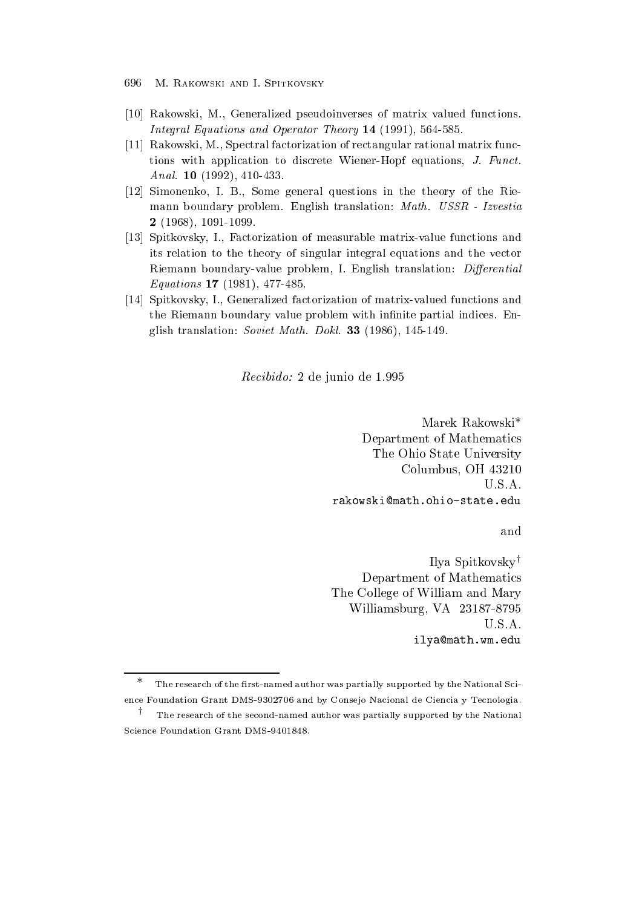[10] Rakowski, M., Generalized pseudoinverses of matrix valued functions. *Integral Equations and Operator Theory* **14** (1991), 564-585.

[11] Rakowski, M., Spectral factorization of rectangular rational matrix functions with application to discrete Wiener-Hopf equations, *J. Funct. Anal.* **10** (1992), 410-433.

[12] Simonenko, I. B., Some general questions in the theory of the Riemann boundary problem. English translation: *Math. USSR - Izvestia* **2** (1968), 1091-1099.

[13] Spitkovsky, I., Factorization of measurable matrix-value functions and its relation to the theory of singular integral equations and the vector Riemann boundary-value problem, I. English translation: *Differential Equations* **17** (1981), 477-485.

[14] Spitkovsky, I., Generalized factorization of matrix-valued functions and the Riemann boundary value problem with infinite partial indices. English translation: *Soviet Math. Dokl.* **33** (1986), 145-149.

*Recibido:* 2 de junio de 1.995

Marek Rakowski*
Department of Mathematics
The Ohio State University
Columbus, OH 43210
U.S.A.
rakowski@math.ohio-state.edu

and

Ilya Spitkovsky†
Department of Mathematics
The College of William and Mary
Williamsburg, VA 23187-8795
U.S.A.
ilya@math.wm.edu

---

\* The research of the first-named author was partially supported by the National Science Foundation Grant DMS-9302706 and by Consejo Nacional de Ciencia y Tecnologia.

† The research of the second-named author was partially supported by the National Science Foundation Grant DMS-9401848.